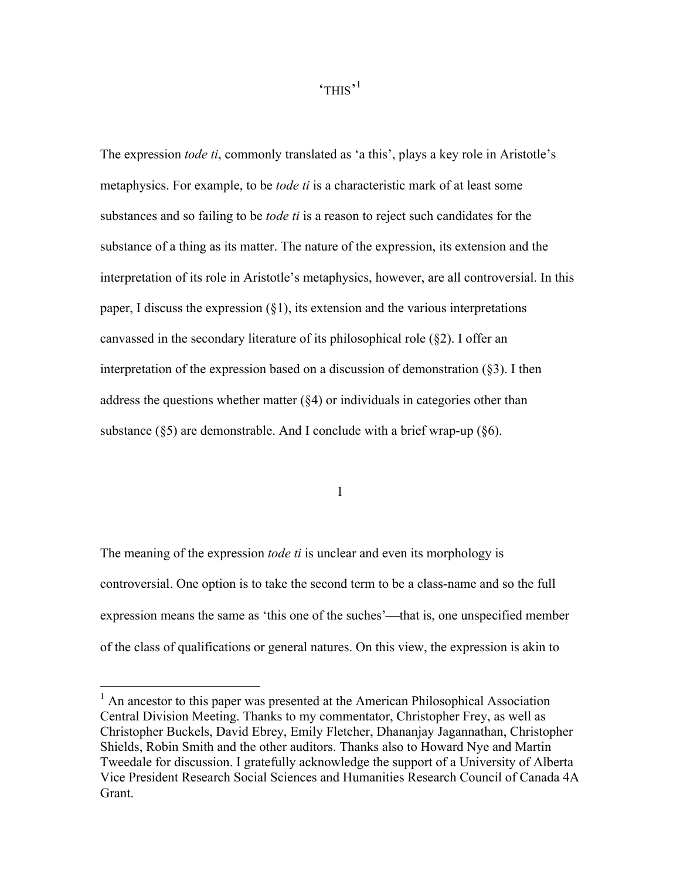# 'THIS'[1]

The expression *tode ti*, commonly translated as 'a this', plays a key role in Aristotle's metaphysics. For example, to be *tode ti* is a characteristic mark of at least some substances and so failing to be *tode ti* is a reason to reject such candidates for the substance of a thing as its matter. The nature of the expression, its extension and the interpretation of its role in Aristotle's metaphysics, however, are all controversial. In this paper, I discuss the expression (§1), its extension and the various interpretations canvassed in the secondary literature of its philosophical role (§2). I offer an interpretation of the expression based on a discussion of demonstration (§3). I then address the questions whether matter (§4) or individuals in categories other than substance (§5) are demonstrable. And I conclude with a brief wrap-up (§6).

## 1

The meaning of the expression *tode ti* is unclear and even its morphology is controversial. One option is to take the second term to be a class-name and so the full expression means the same as 'this one of the suches'—that is, one unspecified member of the class of qualifications or general natures. On this view, the expression is akin to

---

[1] An ancestor to this paper was presented at the American Philosophical Association Central Division Meeting. Thanks to my commentator, Christopher Frey, as well as Christopher Buckels, David Ebrey, Emily Fletcher, Dhananjay Jagannathan, Christopher Shields, Robin Smith and the other auditors. Thanks also to Howard Nye and Martin Tweedale for discussion. I gratefully acknowledge the support of a University of Alberta Vice President Research Social Sciences and Humanities Research Council of Canada 4A Grant.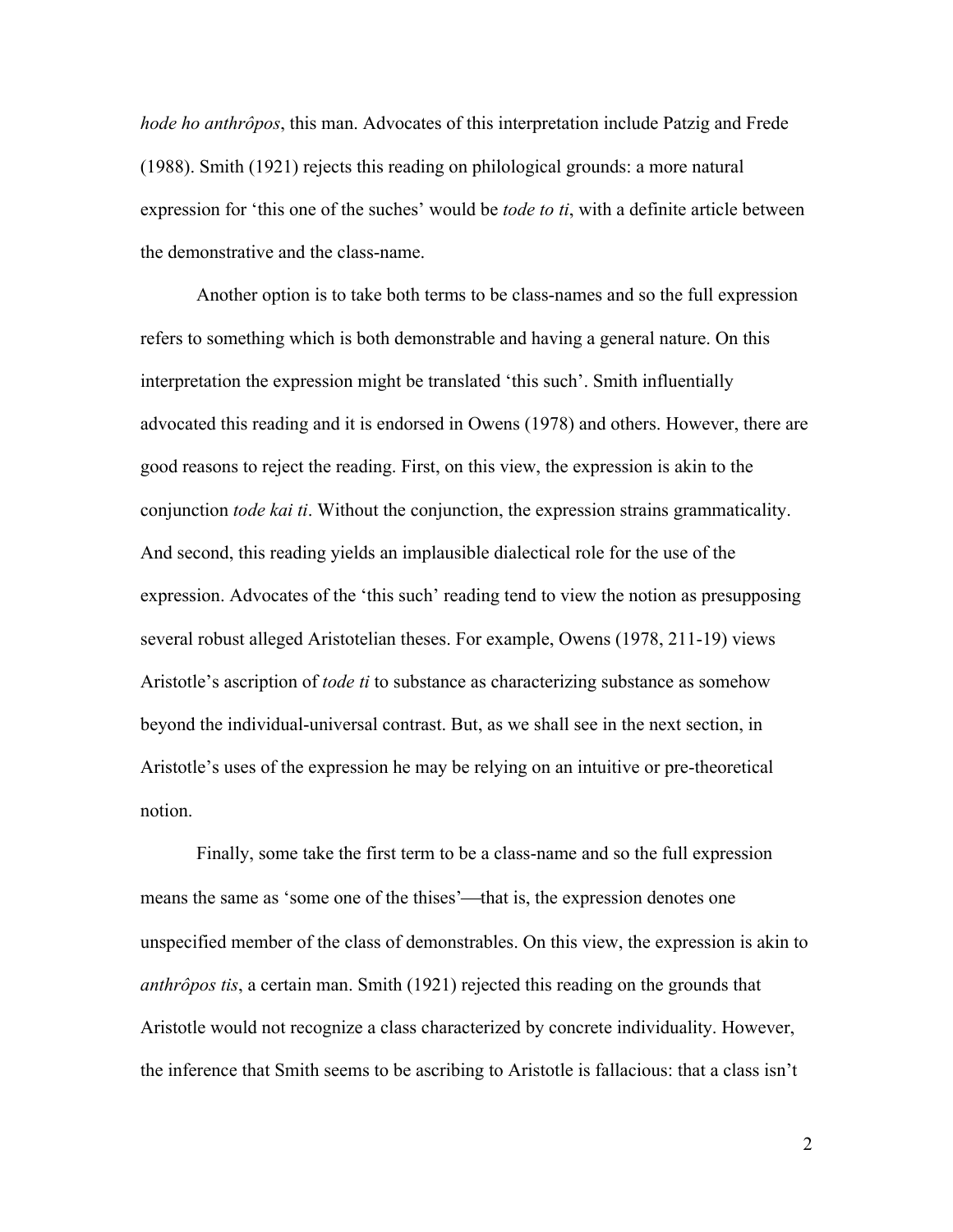*hode ho anthrôpos*, this man. Advocates of this interpretation include Patzig and Frede (1988). Smith (1921) rejects this reading on philological grounds: a more natural expression for 'this one of the suches' would be *tode to ti*, with a definite article between the demonstrative and the class-name.

Another option is to take both terms to be class-names and so the full expression refers to something which is both demonstrable and having a general nature. On this interpretation the expression might be translated 'this such'. Smith influentially advocated this reading and it is endorsed in Owens (1978) and others. However, there are good reasons to reject the reading. First, on this view, the expression is akin to the conjunction *tode kai ti*. Without the conjunction, the expression strains grammaticality. And second, this reading yields an implausible dialectical role for the use of the expression. Advocates of the 'this such' reading tend to view the notion as presupposing several robust alleged Aristotelian theses. For example, Owens (1978, 211-19) views Aristotle's ascription of *tode ti* to substance as characterizing substance as somehow beyond the individual-universal contrast. But, as we shall see in the next section, in Aristotle's uses of the expression he may be relying on an intuitive or pre-theoretical notion.

Finally, some take the first term to be a class-name and so the full expression means the same as 'some one of the thises'—that is, the expression denotes one unspecified member of the class of demonstrables. On this view, the expression is akin to *anthrôpos tis*, a certain man. Smith (1921) rejected this reading on the grounds that Aristotle would not recognize a class characterized by concrete individuality. However, the inference that Smith seems to be ascribing to Aristotle is fallacious: that a class isn't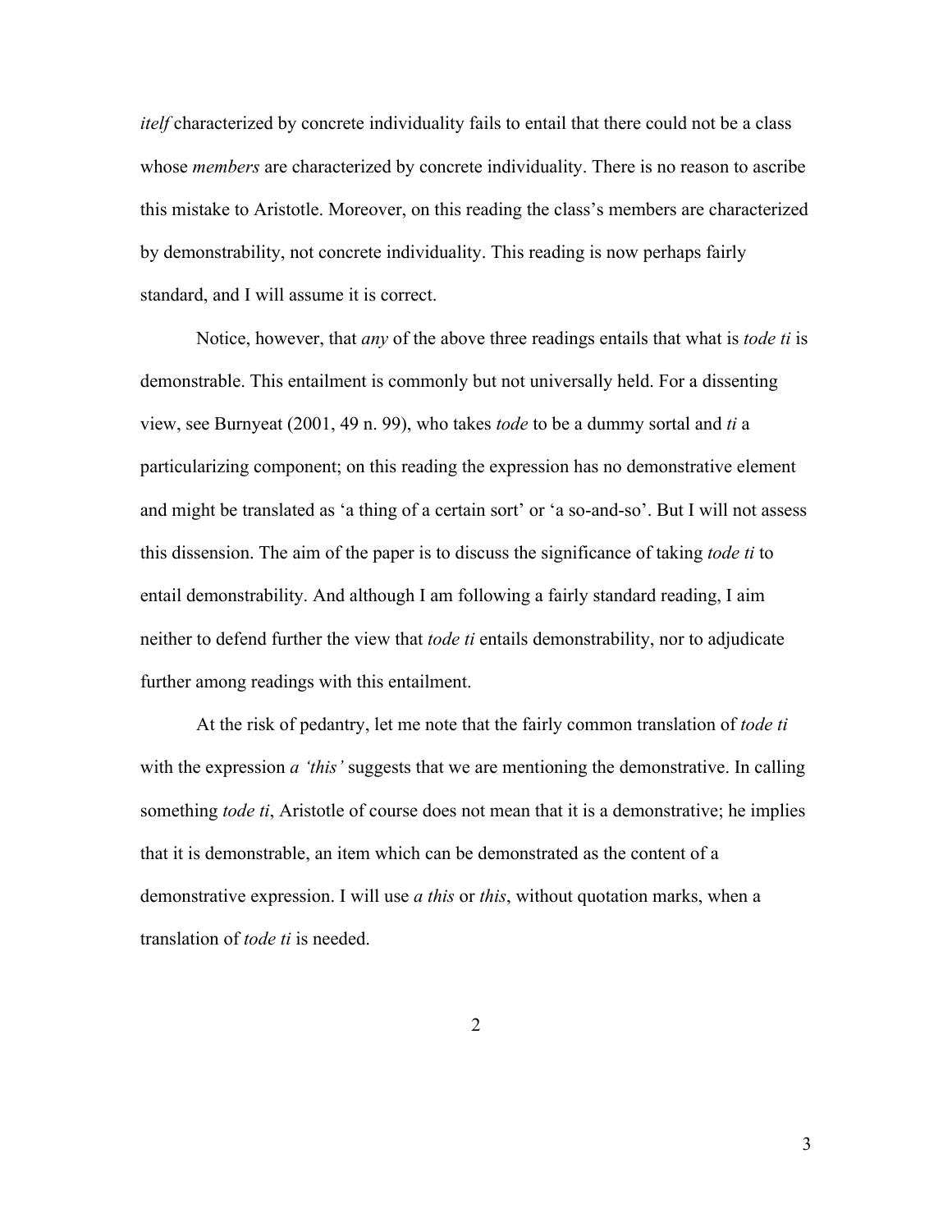*itelf* characterized by concrete individuality fails to entail that there could not be a class whose *members* are characterized by concrete individuality. There is no reason to ascribe this mistake to Aristotle. Moreover, on this reading the class's members are characterized by demonstrability, not concrete individuality. This reading is now perhaps fairly standard, and I will assume it is correct.

Notice, however, that *any* of the above three readings entails that what is *tode ti* is demonstrable. This entailment is commonly but not universally held. For a dissenting view, see Burnyeat (2001, 49 n. 99), who takes *tode* to be a dummy sortal and *ti* a particularizing component; on this reading the expression has no demonstrative element and might be translated as 'a thing of a certain sort' or 'a so-and-so'. But I will not assess this dissension. The aim of the paper is to discuss the significance of taking *tode ti* to entail demonstrability. And although I am following a fairly standard reading, I aim neither to defend further the view that *tode ti* entails demonstrability, nor to adjudicate further among readings with this entailment.

At the risk of pedantry, let me note that the fairly common translation of *tode ti* with the expression *a 'this'* suggests that we are mentioning the demonstrative. In calling something *tode ti*, Aristotle of course does not mean that it is a demonstrative; he implies that it is demonstrable, an item which can be demonstrated as the content of a demonstrative expression. I will use *a this* or *this*, without quotation marks, when a translation of *tode ti* is needed.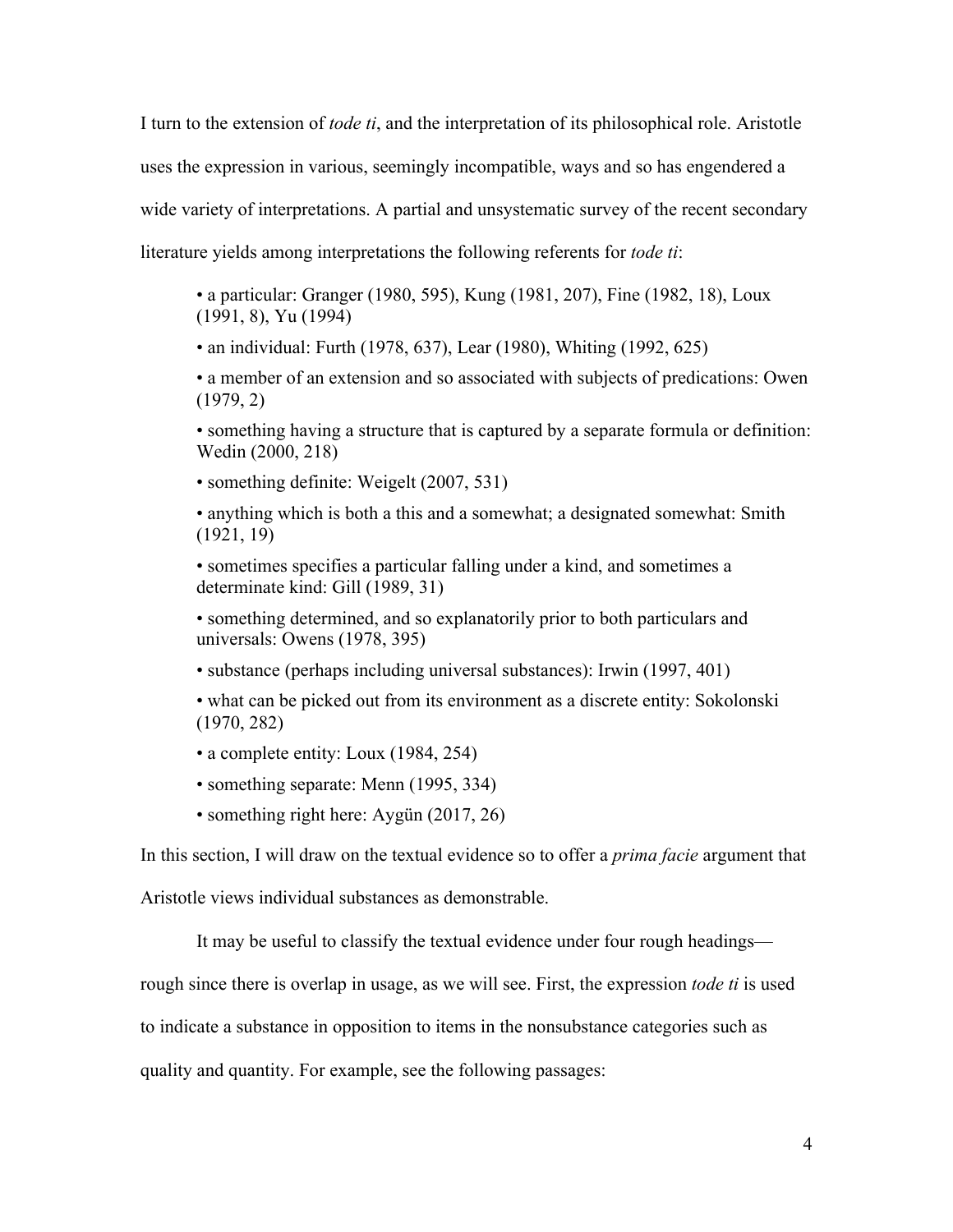I turn to the extension of *tode ti*, and the interpretation of its philosophical role. Aristotle uses the expression in various, seemingly incompatible, ways and so has engendered a wide variety of interpretations. A partial and unsystematic survey of the recent secondary literature yields among interpretations the following referents for *tode ti*:

- a particular: Granger (1980, 595), Kung (1981, 207), Fine (1982, 18), Loux (1991, 8), Yu (1994)
- an individual: Furth (1978, 637), Lear (1980), Whiting (1992, 625)
- a member of an extension and so associated with subjects of predications: Owen (1979, 2)
- something having a structure that is captured by a separate formula or definition: Wedin (2000, 218)
- something definite: Weigelt (2007, 531)
- anything which is both a this and a somewhat; a designated somewhat: Smith (1921, 19)
- sometimes specifies a particular falling under a kind, and sometimes a determinate kind: Gill (1989, 31)
- something determined, and so explanatorily prior to both particulars and universals: Owens (1978, 395)
- substance (perhaps including universal substances): Irwin (1997, 401)
- what can be picked out from its environment as a discrete entity: Sokolonski (1970, 282)
- a complete entity: Loux (1984, 254)
- something separate: Menn (1995, 334)
- something right here: Aygün (2017, 26)

In this section, I will draw on the textual evidence so to offer a *prima facie* argument that Aristotle views individual substances as demonstrable.

It may be useful to classify the textual evidence under four rough headings—rough since there is overlap in usage, as we will see. First, the expression *tode ti* is used to indicate a substance in opposition to items in the nonsubstance categories such as quality and quantity. For example, see the following passages: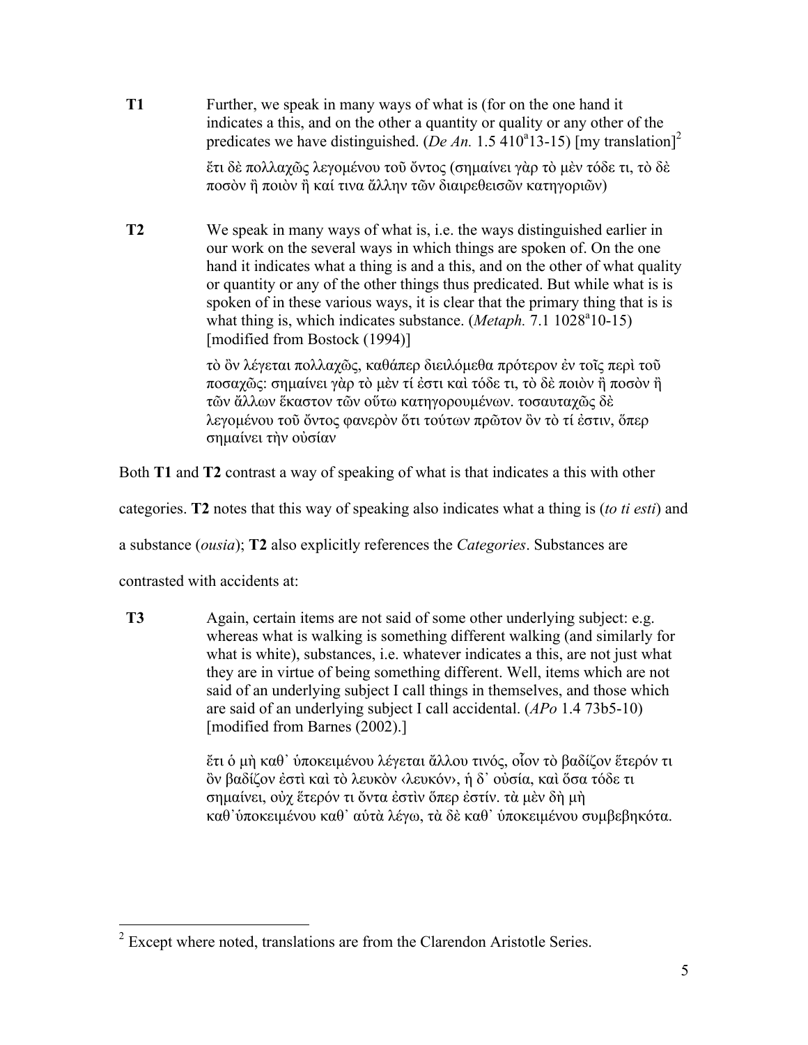**T1** Further, we speak in many ways of what is (for on the one hand it indicates a this, and on the other a quantity or quality or any other of the predicates we have distinguished. (*De An.* 1.5 410$^{a}$13-15) [my translation][2]

> ἔτι δὲ πολλαχῶς λεγομένου τοῦ ὄντος (σημαίνει γὰρ τὸ μὲν τόδε τι, τὸ δὲ ποσὸν ἢ ποιὸν ἢ καί τινα ἄλλην τῶν διαιρεθεισῶν κατηγοριῶν)

**T2** We speak in many ways of what is, i.e. the ways distinguished earlier in our work on the several ways in which things are spoken of. On the one hand it indicates what a thing is and a this, and on the other of what quality or quantity or any of the other things thus predicated. But while what is is spoken of in these various ways, it is clear that the primary thing that is is what thing is, which indicates substance. (*Metaph.* 7.1 1028$^{a}$10-15) [modified from Bostock (1994)]

> τὸ ὂν λέγεται πολλαχῶς, καθάπερ διειλόμεθα πρότερον ἐν τοῖς περὶ τοῦ ποσαχῶς: σημαίνει γὰρ τὸ μὲν τί ἐστι καὶ τόδε τι, τὸ δὲ ποιὸν ἢ ποσὸν ἢ τῶν ἄλλων ἕκαστον τῶν οὕτω κατηγορουμένων. τοσαυταχῶς δὲ λεγομένου τοῦ ὄντος φανερὸν ὅτι τούτων πρῶτον ὂν τὸ τί ἐστιν, ὅπερ σημαίνει τὴν οὐσίαν

Both **T1** and **T2** contrast a way of speaking of what is that indicates a this with other categories. **T2** notes that this way of speaking also indicates what a thing is (*to ti esti*) and a substance (*ousia*); **T2** also explicitly references the *Categories*. Substances are contrasted with accidents at:

**T3** Again, certain items are not said of some other underlying subject: e.g. whereas what is walking is something different walking (and similarly for what is white), substances, i.e. whatever indicates a this, are not just what they are in virtue of being something different. Well, items which are not said of an underlying subject I call things in themselves, and those which are said of an underlying subject I call accidental. (*APo* 1.4 73b5-10) [modified from Barnes (2002).]

> ἔτι ὁ μὴ καθ᾽ ὑποκειμένου λέγεται ἄλλου τινός, οἷον τὸ βαδίζον ἕτερόν τι ὂν βαδίζον ἐστὶ καὶ τὸ λευκὸν ‹λευκόν›, ἡ δ᾽ οὐσία, καὶ ὅσα τόδε τι σημαίνει, οὐχ ἕτερόν τι ὄντα ἐστὶν ὅπερ ἐστίν. τὰ μὲν δὴ μὴ καθ᾽ὑποκειμένου καθ᾽ αὑτὰ λέγω, τὰ δὲ καθ᾽ ὑποκειμένου συμβεβηκότα.

---

[2] Except where noted, translations are from the Clarendon Aristotle Series.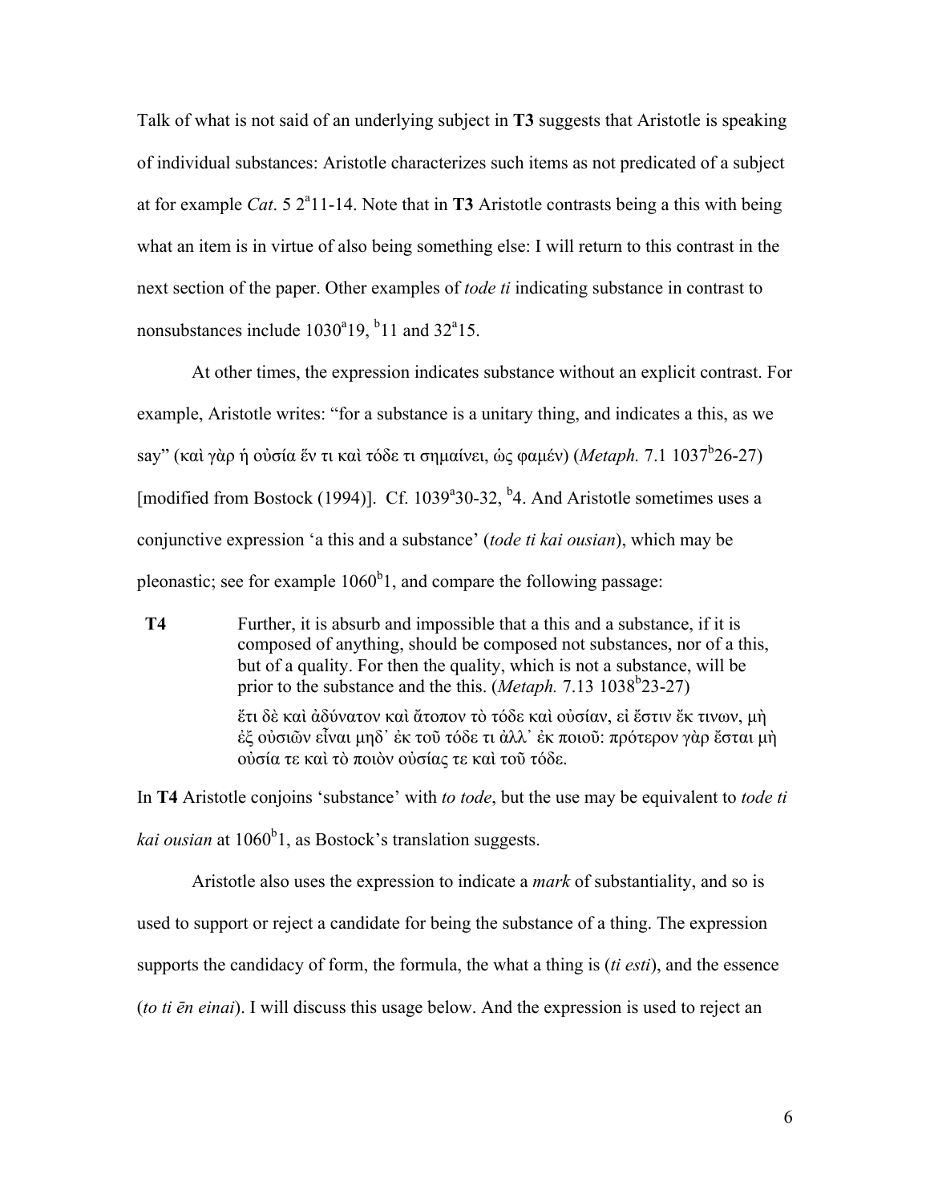Talk of what is not said of an underlying subject in **T3** suggests that Aristotle is speaking of individual substances: Aristotle characterizes such items as not predicated of a subject at for example *Cat*. 5 2ᵃ11-14. Note that in **T3** Aristotle contrasts being a this with being what an item is in virtue of also being something else: I will return to this contrast in the next section of the paper. Other examples of *tode ti* indicating substance in contrast to nonsubstances include 1030ᵃ19, ᵇ11 and 32ᵃ15.

At other times, the expression indicates substance without an explicit contrast. For example, Aristotle writes: "for a substance is a unitary thing, and indicates a this, as we say" (καὶ γὰρ ἡ οὐσία ἕν τι καὶ τόδε τι σημαίνει, ὡς φαμέν) (*Metaph.* 7.1 1037ᵇ26-27) [modified from Bostock (1994)]. Cf. 1039ᵃ30-32, ᵇ4. And Aristotle sometimes uses a conjunctive expression 'a this and a substance' (*tode ti kai ousian*), which may be pleonastic; see for example 1060ᵇ1, and compare the following passage:

> **T4** Further, it is absurd and impossible that a this and a substance, if it is composed of anything, should be composed not substances, nor of a this, but of a quality. For then the quality, which is not a substance, will be prior to the substance and the this. (*Metaph.* 7.13 1038ᵇ23-27)
>
> ἔτι δὲ καὶ ἀδύνατον καὶ ἄτοπον τὸ τόδε καὶ οὐσίαν, εἰ ἔστιν ἔκ τινων, μὴ ἐξ οὐσιῶν εἶναι μηδ᾽ ἐκ τοῦ τόδε τι ἀλλ᾽ ἐκ ποιοῦ: πρότερον γὰρ ἔσται μὴ οὐσία τε καὶ τὸ ποιὸν οὐσίας τε καὶ τοῦ τόδε.

In **T4** Aristotle conjoins 'substance' with *to tode*, but the use may be equivalent to *tode ti kai ousian* at 1060ᵇ1, as Bostock's translation suggests.

Aristotle also uses the expression to indicate a *mark* of substantiality, and so is used to support or reject a candidate for being the substance of a thing. The expression supports the candidacy of form, the formula, the what a thing is (*ti esti*), and the essence (*to ti ēn einai*). I will discuss this usage below. And the expression is used to reject an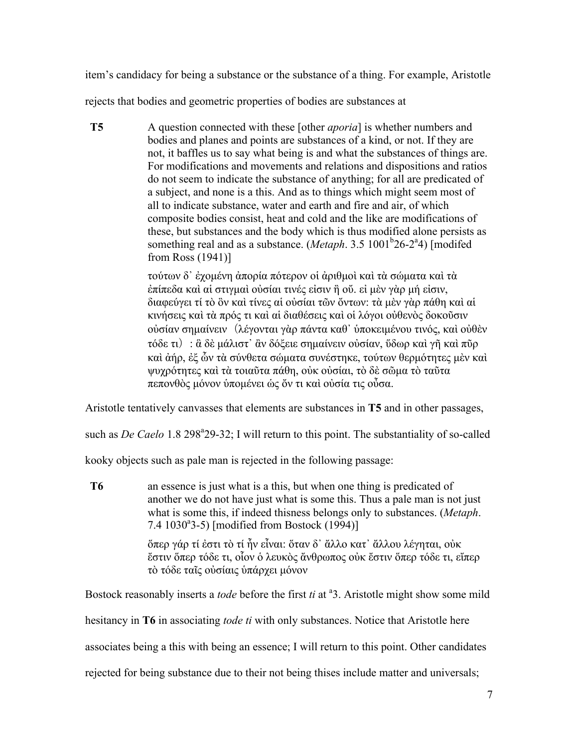item's candidacy for being a substance or the substance of a thing. For example, Aristotle rejects that bodies and geometric properties of bodies are substances at

> **T5** A question connected with these [other *aporia*] is whether numbers and bodies and planes and points are substances of a kind, or not. If they are not, it baffles us to say what being is and what the substances of things are. For modifications and movements and relations and dispositions and ratios do not seem to indicate the substance of anything; for all are predicated of a subject, and none is a this. And as to things which might seem most of all to indicate substance, water and earth and fire and air, of which composite bodies consist, heat and cold and the like are modifications of these, but substances and the body which is thus modified alone persists as something real and as a substance. (*Metaph*. 3.5 1001$^b$26-2$^a$4) [modifed from Ross (1941)]
>
> τούτων δ᾽ ἐχομένη ἀπορία πότερον οἱ ἀριθμοὶ καὶ τὰ σώματα καὶ τὰ ἐπίπεδα καὶ αἱ στιγμαὶ οὐσίαι τινές εἰσιν ἢ οὔ. εἰ μὲν γὰρ μή εἰσιν, διαφεύγει τί τὸ ὂν καὶ τίνες αἱ οὐσίαι τῶν ὄντων: τὰ μὲν γὰρ πάθη καὶ αἱ κινήσεις καὶ τὰ πρός τι καὶ αἱ διαθέσεις καὶ οἱ λόγοι οὐθενὸς δοκοῦσιν οὐσίαν σημαίνειν（λέγονται γὰρ πάντα καθ᾽ ὑποκειμένου τινός, καὶ οὐθὲν τόδε τι）: ἃ δὲ μάλιστ᾽ ἂν δόξειε σημαίνειν οὐσίαν, ὕδωρ καὶ γῆ καὶ πῦρ καὶ ἀήρ, ἐξ ὧν τὰ σύνθετα σώματα συνέστηκε, τούτων θερμότητες μὲν καὶ ψυχρότητες καὶ τὰ τοιαῦτα πάθη, οὐκ οὐσίαι, τὸ δὲ σῶμα τὸ ταῦτα πεπονθὸς μόνον ὑπομένει ὡς ὄν τι καὶ οὐσία τις οὖσα.

Aristotle tentatively canvasses that elements are substances in **T5** and in other passages, such as *De Caelo* 1.8 298$^a$29-32; I will return to this point. The substantiality of so-called kooky objects such as pale man is rejected in the following passage:

> **T6** an essence is just what is a this, but when one thing is predicated of another we do not have just what is some this. Thus a pale man is not just what is some this, if indeed thisness belongs only to substances. (*Metaph*. 7.4 1030$^a$3-5) [modified from Bostock (1994)]
>
> ὅπερ γάρ τί ἐστι τὸ τί ἦν εἶναι: ὅταν δ᾽ ἄλλο κατ᾽ ἄλλου λέγηται, οὐκ ἔστιν ὅπερ τόδε τι, οἷον ὁ λευκὸς ἄνθρωπος οὐκ ἔστιν ὅπερ τόδε τι, εἴπερ τὸ τόδε ταῖς οὐσίαις ὑπάρχει μόνον

Bostock reasonably inserts a *tode* before the first *ti* at $^a$3. Aristotle might show some mild hesitancy in **T6** in associating *tode ti* with only substances. Notice that Aristotle here associates being a this with being an essence; I will return to this point. Other candidates rejected for being substance due to their not being thises include matter and universals;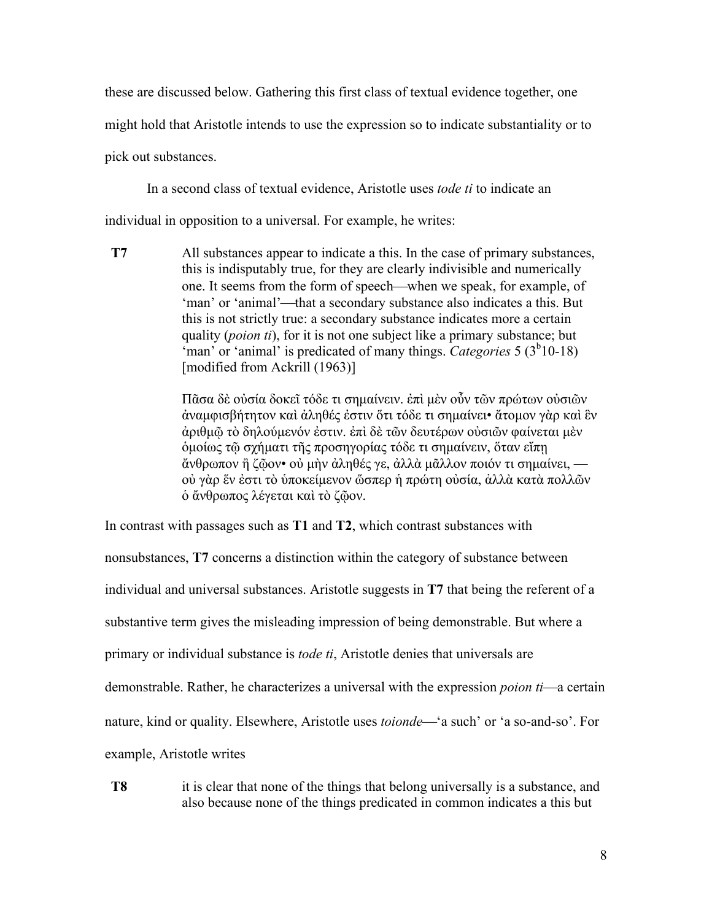these are discussed below. Gathering this first class of textual evidence together, one might hold that Aristotle intends to use the expression so to indicate substantiality or to pick out substances.

In a second class of textual evidence, Aristotle uses *tode ti* to indicate an individual in opposition to a universal. For example, he writes:

**T7** All substances appear to indicate a this. In the case of primary substances, this is indisputably true, for they are clearly indivisible and numerically one. It seems from the form of speech—when we speak, for example, of 'man' or 'animal'—that a secondary substance also indicates a this. But this is not strictly true: a secondary substance indicates more a certain quality (*poion ti*), for it is not one subject like a primary substance; but 'man' or 'animal' is predicated of many things. *Categories* 5 ($3^b$10-18) [modified from Ackrill (1963)]

> Πᾶσα δὲ οὐσία δοκεῖ τόδε τι σημαίνειν. ἐπὶ μὲν οὖν τῶν πρώτων οὐσιῶν ἀναμφισβήτητον καὶ ἀληθές ἐστιν ὅτι τόδε τι σημαίνει• ἄτομον γὰρ καὶ ἓν ἀριθμῷ τὸ δηλούμενόν ἐστιν. ἐπὶ δὲ τῶν δευτέρων οὐσιῶν φαίνεται μὲν ὁμοίως τῷ σχήματι τῆς προσηγορίας τόδε τι σημαίνειν, ὅταν εἴπῃ ἄνθρωπον ἢ ζῷον• οὐ μὴν ἀληθές γε, ἀλλὰ μᾶλλον ποιόν τι σημαίνει, — οὐ γὰρ ἕν ἐστι τὸ ὑποκείμενον ὥσπερ ἡ πρώτη οὐσία, ἀλλὰ κατὰ πολλῶν ὁ ἄνθρωπος λέγεται καὶ τὸ ζῷον.

In contrast with passages such as **T1** and **T2**, which contrast substances with nonsubstances, **T7** concerns a distinction within the category of substance between individual and universal substances. Aristotle suggests in **T7** that being the referent of a substantive term gives the misleading impression of being demonstrable. But where a primary or individual substance is *tode ti*, Aristotle denies that universals are demonstrable. Rather, he characterizes a universal with the expression *poion ti*—a certain nature, kind or quality. Elsewhere, Aristotle uses *toionde*—'a such' or 'a so-and-so'. For example, Aristotle writes

**T8** it is clear that none of the things that belong universally is a substance, and also because none of the things predicated in common indicates a this but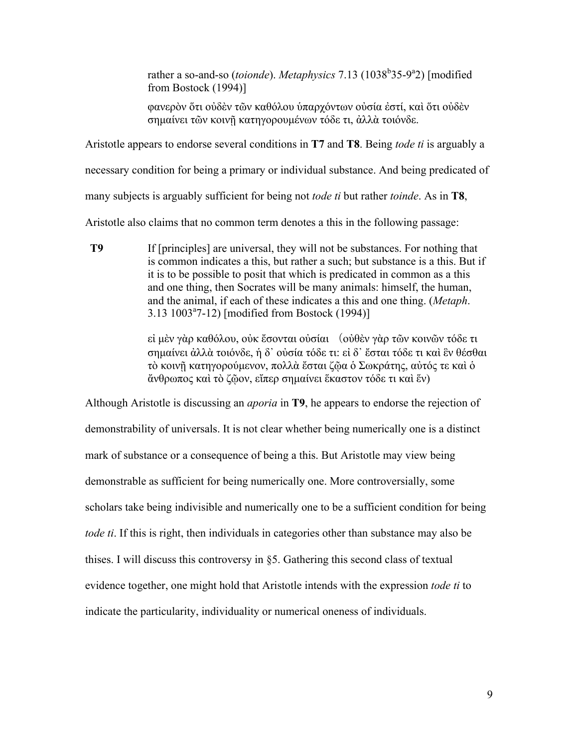rather a so-and-so (*toionde*). *Metaphysics* 7.13 ($1038^b35$-$9^a2$) [modified from Bostock (1994)]

φανερὸν ὅτι οὐδὲν τῶν καθόλου ὑπαρχόντων οὐσία ἐστί, καὶ ὅτι οὐδὲν σημαίνει τῶν κοινῇ κατηγορουμένων τόδε τι, ἀλλὰ τοιόνδε.

Aristotle appears to endorse several conditions in **T7** and **T8**. Being *tode ti* is arguably a necessary condition for being a primary or individual substance. And being predicated of many subjects is arguably sufficient for being not *tode ti* but rather *toinde*. As in **T8**, Aristotle also claims that no common term denotes a this in the following passage:

**T9** If [principles] are universal, they will not be substances. For nothing that is common indicates a this, but rather a such; but substance is a this. But if it is to be possible to posit that which is predicated in common as a this and one thing, then Socrates will be many animals: himself, the human, and the animal, if each of these indicates a this and one thing. (*Metaph*. 3.13 $1003^a7$-12) [modified from Bostock (1994)]

εἰ μὲν γὰρ καθόλου, οὐκ ἔσονται οὐσίαι (οὐθὲν γὰρ τῶν κοινῶν τόδε τι σημαίνει ἀλλὰ τοιόνδε, ἡ δ᾽ οὐσία τόδε τι: εἰ δ᾽ ἔσται τόδε τι καὶ ἓν θέσθαι τὸ κοινῇ κατηγορούμενον, πολλὰ ἔσται ζῷα ὁ Σωκράτης, αὐτός τε καὶ ὁ ἄνθρωπος καὶ τὸ ζῷον, εἴπερ σημαίνει ἕκαστον τόδε τι καὶ ἕν)

Although Aristotle is discussing an *aporia* in **T9**, he appears to endorse the rejection of demonstrability of universals. It is not clear whether being numerically one is a distinct mark of substance or a consequence of being a this. But Aristotle may view being demonstrable as sufficient for being numerically one. More controversially, some scholars take being indivisible and numerically one to be a sufficient condition for being *tode ti*. If this is right, then individuals in categories other than substance may also be thises. I will discuss this controversy in §5. Gathering this second class of textual evidence together, one might hold that Aristotle intends with the expression *tode ti* to indicate the particularity, individuality or numerical oneness of individuals.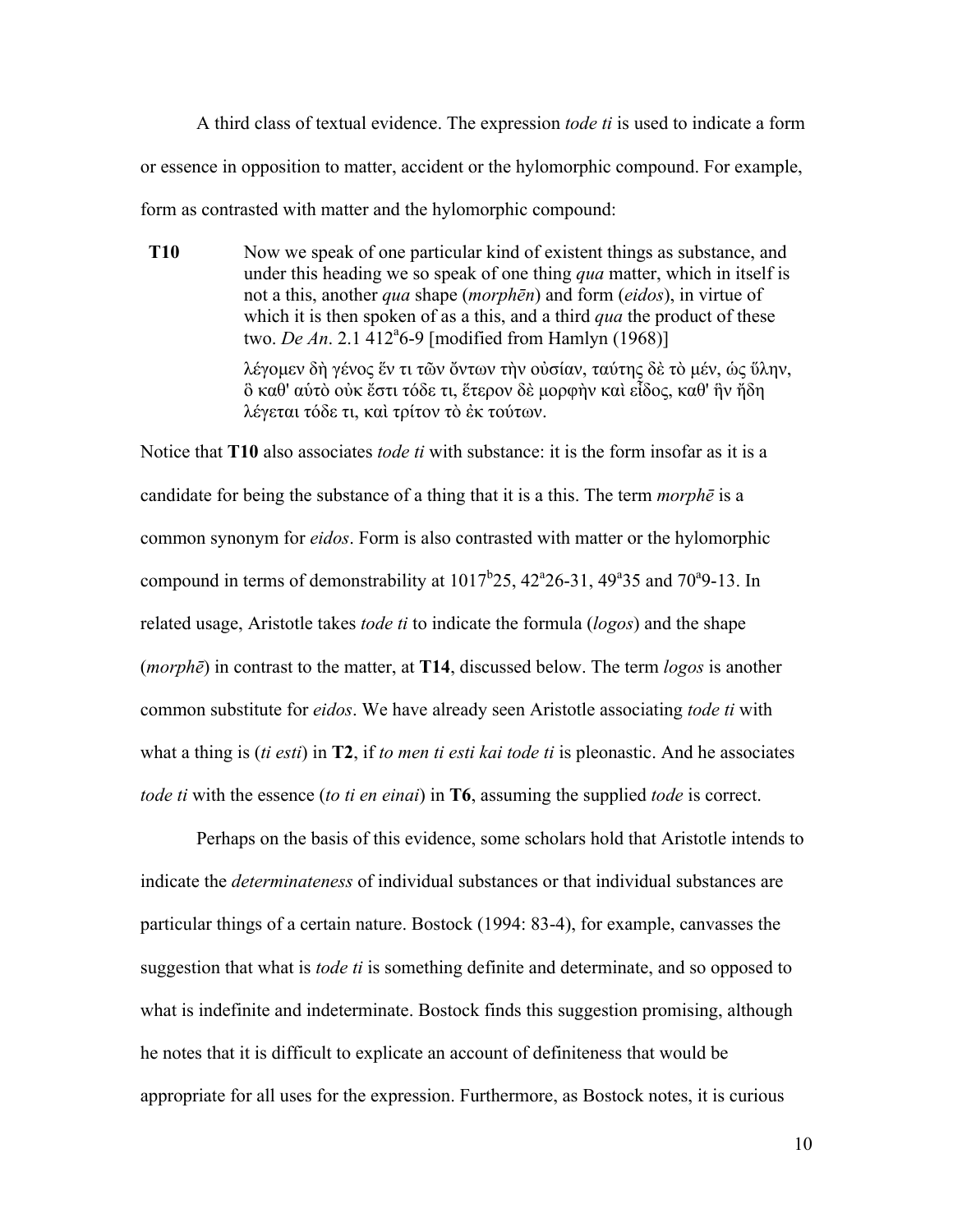A third class of textual evidence. The expression *tode ti* is used to indicate a form or essence in opposition to matter, accident or the hylomorphic compound. For example, form as contrasted with matter and the hylomorphic compound:

**T10** Now we speak of one particular kind of existent things as substance, and under this heading we so speak of one thing *qua* matter, which in itself is not a this, another *qua* shape (*morphēn*) and form (*eidos*), in virtue of which it is then spoken of as a this, and a third *qua* the product of these two. *De An*. 2.1 412[a]6-9 [modified from Hamlyn (1968)]

λέγομεν δὴ γένος ἕν τι τῶν ὄντων τὴν οὐσίαν, ταύτης δὲ τὸ μέν, ὡς ὕλην, ὃ καθ' αὑτὸ οὐκ ἔστι τόδε τι, ἕτερον δὲ μορφὴν καὶ εἶδος, καθ' ἣν ἤδη λέγεται τόδε τι, καὶ τρίτον τὸ ἐκ τούτων.

Notice that **T10** also associates *tode ti* with substance: it is the form insofar as it is a candidate for being the substance of a thing that it is a this. The term *morphē* is a common synonym for *eidos*. Form is also contrasted with matter or the hylomorphic compound in terms of demonstrability at 1017[b]25, 42[a]26-31, 49[a]35 and 70[a]9-13. In related usage, Aristotle takes *tode ti* to indicate the formula (*logos*) and the shape (*morphē*) in contrast to the matter, at **T14**, discussed below. The term *logos* is another common substitute for *eidos*. We have already seen Aristotle associating *tode ti* with what a thing is (*ti esti*) in **T2**, if *to men ti esti kai tode ti* is pleonastic. And he associates *tode ti* with the essence (*to ti en einai*) in **T6**, assuming the supplied *tode* is correct.

Perhaps on the basis of this evidence, some scholars hold that Aristotle intends to indicate the *determinateness* of individual substances or that individual substances are particular things of a certain nature. Bostock (1994: 83-4), for example, canvasses the suggestion that what is *tode ti* is something definite and determinate, and so opposed to what is indefinite and indeterminate. Bostock finds this suggestion promising, although he notes that it is difficult to explicate an account of definiteness that would be appropriate for all uses for the expression. Furthermore, as Bostock notes, it is curious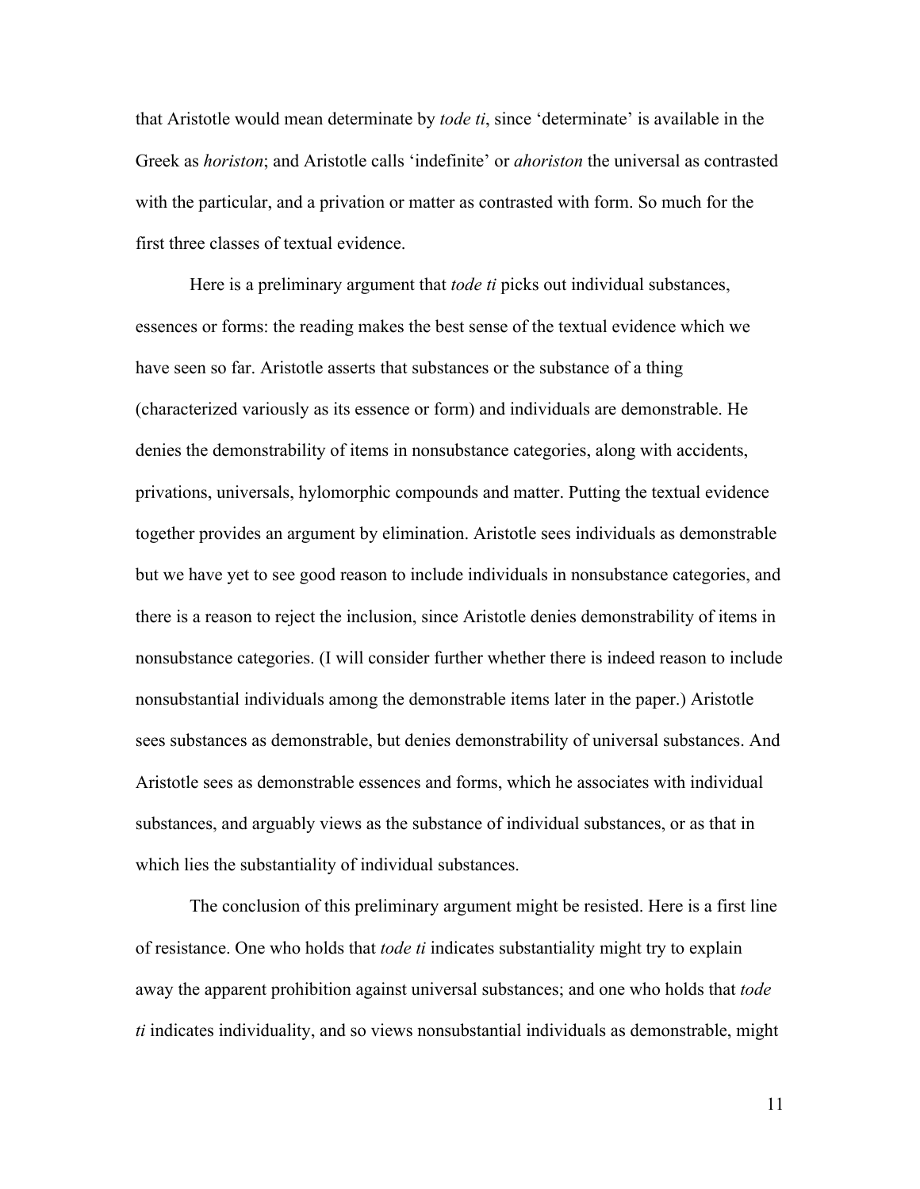that Aristotle would mean determinate by *tode ti*, since 'determinate' is available in the Greek as *horiston*; and Aristotle calls 'indefinite' or *ahoriston* the universal as contrasted with the particular, and a privation or matter as contrasted with form. So much for the first three classes of textual evidence.

Here is a preliminary argument that *tode ti* picks out individual substances, essences or forms: the reading makes the best sense of the textual evidence which we have seen so far. Aristotle asserts that substances or the substance of a thing (characterized variously as its essence or form) and individuals are demonstrable. He denies the demonstrability of items in nonsubstance categories, along with accidents, privations, universals, hylomorphic compounds and matter. Putting the textual evidence together provides an argument by elimination. Aristotle sees individuals as demonstrable but we have yet to see good reason to include individuals in nonsubstance categories, and there is a reason to reject the inclusion, since Aristotle denies demonstrability of items in nonsubstance categories. (I will consider further whether there is indeed reason to include nonsubstantial individuals among the demonstrable items later in the paper.) Aristotle sees substances as demonstrable, but denies demonstrability of universal substances. And Aristotle sees as demonstrable essences and forms, which he associates with individual substances, and arguably views as the substance of individual substances, or as that in which lies the substantiality of individual substances.

The conclusion of this preliminary argument might be resisted. Here is a first line of resistance. One who holds that *tode ti* indicates substantiality might try to explain away the apparent prohibition against universal substances; and one who holds that *tode ti* indicates individuality, and so views nonsubstantial individuals as demonstrable, might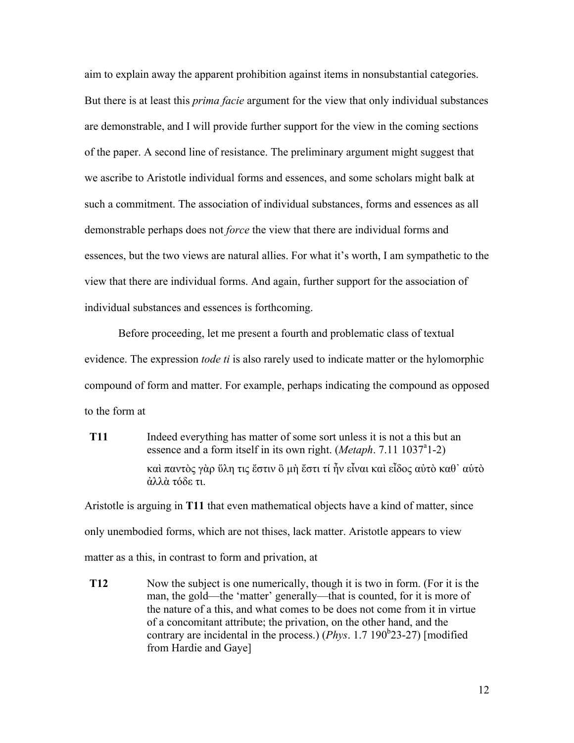aim to explain away the apparent prohibition against items in nonsubstantial categories. But there is at least this *prima facie* argument for the view that only individual substances are demonstrable, and I will provide further support for the view in the coming sections of the paper. A second line of resistance. The preliminary argument might suggest that we ascribe to Aristotle individual forms and essences, and some scholars might balk at such a commitment. The association of individual substances, forms and essences as all demonstrable perhaps does not *force* the view that there are individual forms and essences, but the two views are natural allies. For what it's worth, I am sympathetic to the view that there are individual forms. And again, further support for the association of individual substances and essences is forthcoming.

Before proceeding, let me present a fourth and problematic class of textual evidence. The expression *tode ti* is also rarely used to indicate matter or the hylomorphic compound of form and matter. For example, perhaps indicating the compound as opposed to the form at

**T11** Indeed everything has matter of some sort unless it is not a this but an essence and a form itself in its own right. (*Metaph*. 7.11 1037$^{a}$1-2)

καὶ παντὸς γὰρ ὕλη τις ἔστιν ὃ μὴ ἔστι τί ἦν εἶναι καὶ εἶδος αὐτὸ καθ᾽ αὑτὸ ἀλλὰ τόδε τι.

Aristotle is arguing in **T11** that even mathematical objects have a kind of matter, since only unembodied forms, which are not thises, lack matter. Aristotle appears to view matter as a this, in contrast to form and privation, at

**T12** Now the subject is one numerically, though it is two in form. (For it is the man, the gold—the 'matter' generally—that is counted, for it is more of the nature of a this, and what comes to be does not come from it in virtue of a concomitant attribute; the privation, on the other hand, and the contrary are incidental in the process.) (*Phys*. 1.7 190$^{b}$23-27) [modified from Hardie and Gaye]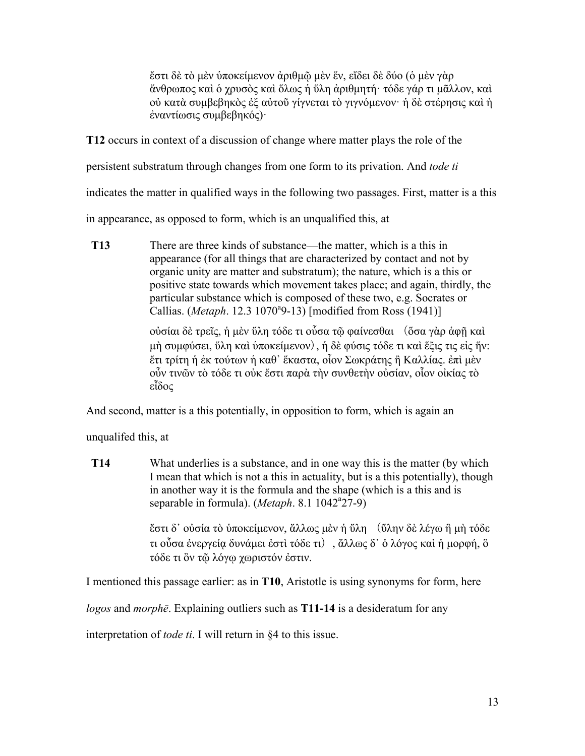> ἔστι δὲ τὸ μὲν ὑποκείμενον ἀριθμῷ μὲν ἕν, εἴδει δὲ δύο (ὁ μὲν γὰρ ἄνθρωπος καὶ ὁ χρυσὸς καὶ ὅλως ἡ ὕλη ἀριθμητή· τόδε γάρ τι μᾶλλον, καὶ οὐ κατὰ συμβεβηκὸς ἐξ αὐτοῦ γίγνεται τὸ γιγνόμενον· ἡ δὲ στέρησις καὶ ἡ ἐναντίωσις συμβεβηκός)·

**T12** occurs in context of a discussion of change where matter plays the role of the persistent substratum through changes from one form to its privation. And *tode ti* indicates the matter in qualified ways in the following two passages. First, matter is a this in appearance, as opposed to form, which is an unqualified this, at

> **T13** There are three kinds of substance—the matter, which is a this in appearance (for all things that are characterized by contact and not by organic unity are matter and substratum); the nature, which is a this or positive state towards which movement takes place; and again, thirdly, the particular substance which is composed of these two, e.g. Socrates or Callias. (*Metaph*. 12.3 1070a9-13) [modified from Ross (1941)]
>
> οὐσίαι δὲ τρεῖς, ἡ μὲν ὕλη τόδε τι οὖσα τῷ φαίνεσθαι (ὅσα γὰρ ἁφῇ καὶ μὴ συμφύσει, ὕλη καὶ ὑποκείμενον), ἡ δὲ φύσις τόδε τι καὶ ἕξις τις εἰς ἥν: ἔτι τρίτη ἡ ἐκ τούτων ἡ καθ᾽ ἕκαστα, οἷον Σωκράτης ἢ Καλλίας. ἐπὶ μὲν οὖν τινῶν τὸ τόδε τι οὐκ ἔστι παρὰ τὴν συνθετὴν οὐσίαν, οἷον οἰκίας τὸ εἶδος

And second, matter is a this potentially, in opposition to form, which is again an unqualifed this, at

> **T14** What underlies is a substance, and in one way this is the matter (by which I mean that which is not a this in actuality, but is a this potentially), though in another way it is the formula and the shape (which is a this and is separable in formula). (*Metaph*. 8.1 1042a27-9)
>
> ἔστι δ᾽ οὐσία τὸ ὑποκείμενον, ἄλλως μὲν ἡ ὕλη (ὕλην δὲ λέγω ἣ μὴ τόδε τι οὖσα ἐνεργείᾳ δυνάμει ἐστὶ τόδε τι), ἄλλως δ᾽ ὁ λόγος καὶ ἡ μορφή, ὃ τόδε τι ὂν τῷ λόγῳ χωριστόν ἐστιν.

I mentioned this passage earlier: as in **T10**, Aristotle is using synonyms for form, here *logos* and *morphē*. Explaining outliers such as **T11-14** is a desideratum for any interpretation of *tode ti*. I will return in §4 to this issue.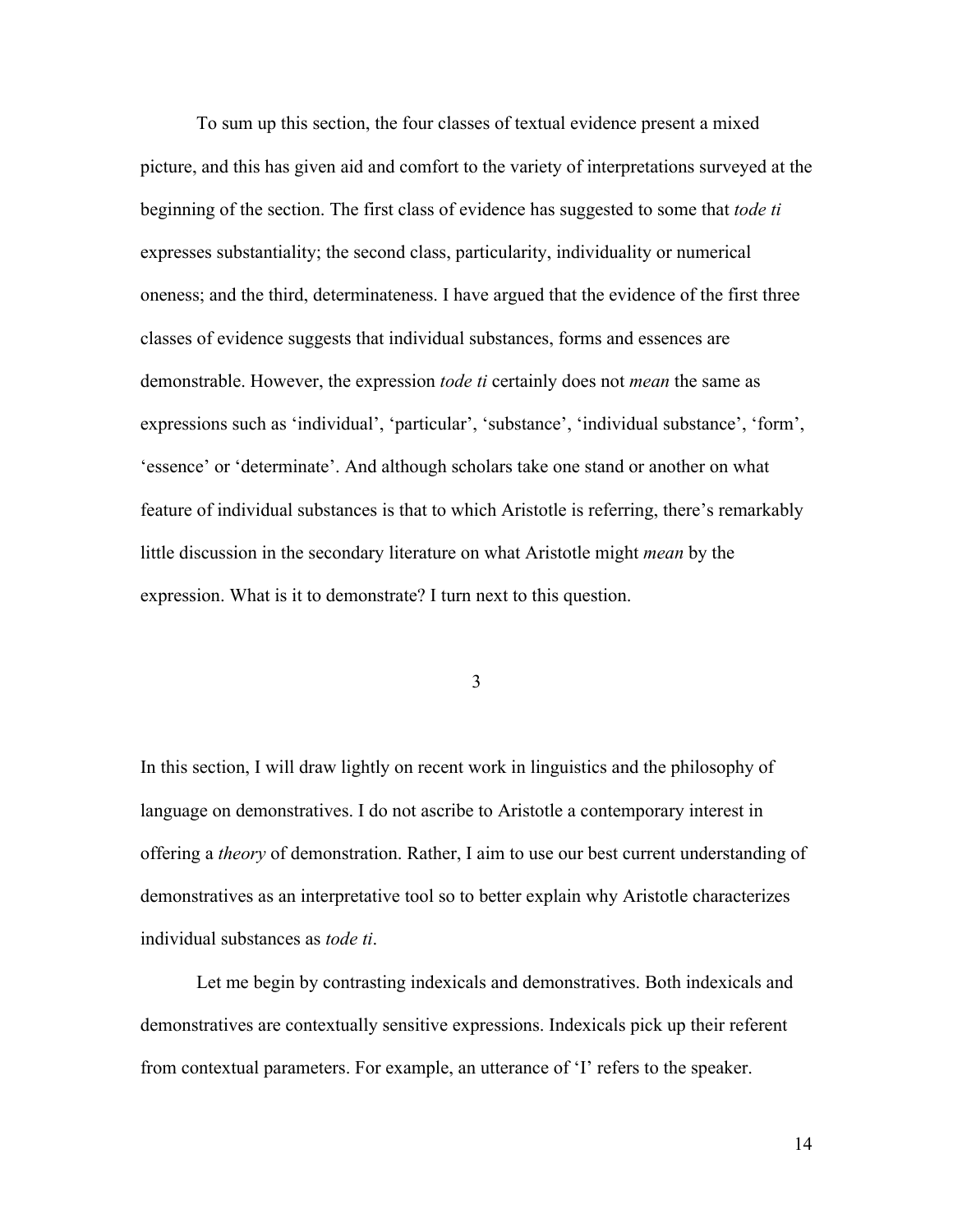To sum up this section, the four classes of textual evidence present a mixed picture, and this has given aid and comfort to the variety of interpretations surveyed at the beginning of the section. The first class of evidence has suggested to some that *tode ti* expresses substantiality; the second class, particularity, individuality or numerical oneness; and the third, determinateness. I have argued that the evidence of the first three classes of evidence suggests that individual substances, forms and essences are demonstrable. However, the expression *tode ti* certainly does not *mean* the same as expressions such as 'individual', 'particular', 'substance', 'individual substance', 'form', 'essence' or 'determinate'. And although scholars take one stand or another on what feature of individual substances is that to which Aristotle is referring, there's remarkably little discussion in the secondary literature on what Aristotle might *mean* by the expression. What is it to demonstrate? I turn next to this question.

## 3

In this section, I will draw lightly on recent work in linguistics and the philosophy of language on demonstratives. I do not ascribe to Aristotle a contemporary interest in offering a *theory* of demonstration. Rather, I aim to use our best current understanding of demonstratives as an interpretative tool so to better explain why Aristotle characterizes individual substances as *tode ti*.

Let me begin by contrasting indexicals and demonstratives. Both indexicals and demonstratives are contextually sensitive expressions. Indexicals pick up their referent from contextual parameters. For example, an utterance of 'I' refers to the speaker.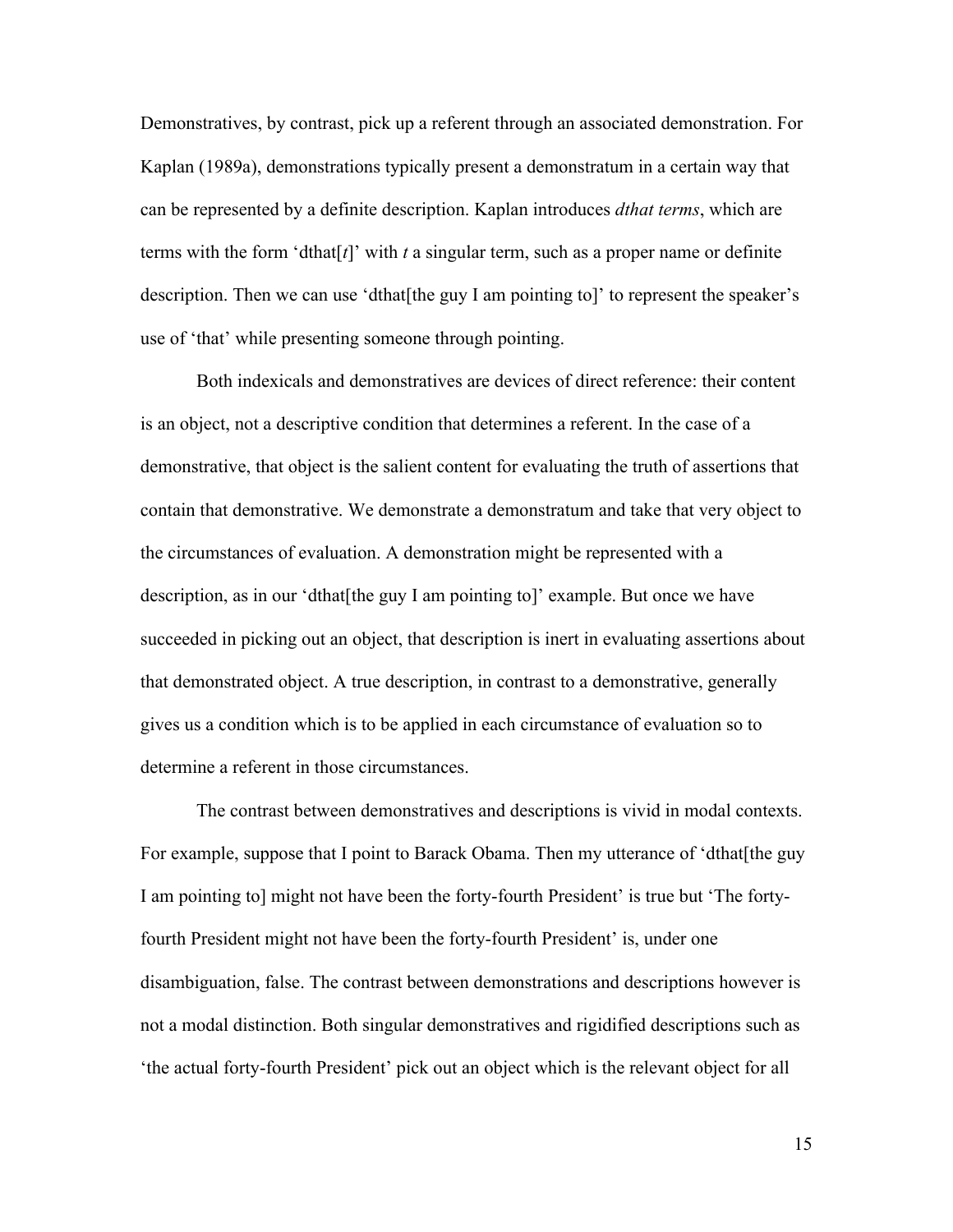Demonstratives, by contrast, pick up a referent through an associated demonstration. For Kaplan (1989a), demonstrations typically present a demonstratum in a certain way that can be represented by a definite description. Kaplan introduces *dthat terms*, which are terms with the form 'dthat[*t*]' with *t* a singular term, such as a proper name or definite description. Then we can use 'dthat[the guy I am pointing to]' to represent the speaker's use of 'that' while presenting someone through pointing.

Both indexicals and demonstratives are devices of direct reference: their content is an object, not a descriptive condition that determines a referent. In the case of a demonstrative, that object is the salient content for evaluating the truth of assertions that contain that demonstrative. We demonstrate a demonstratum and take that very object to the circumstances of evaluation. A demonstration might be represented with a description, as in our 'dthat[the guy I am pointing to]' example. But once we have succeeded in picking out an object, that description is inert in evaluating assertions about that demonstrated object. A true description, in contrast to a demonstrative, generally gives us a condition which is to be applied in each circumstance of evaluation so to determine a referent in those circumstances.

The contrast between demonstratives and descriptions is vivid in modal contexts. For example, suppose that I point to Barack Obama. Then my utterance of 'dthat[the guy I am pointing to] might not have been the forty-fourth President' is true but 'The forty-fourth President might not have been the forty-fourth President' is, under one disambiguation, false. The contrast between demonstrations and descriptions however is not a modal distinction. Both singular demonstratives and rigidified descriptions such as 'the actual forty-fourth President' pick out an object which is the relevant object for all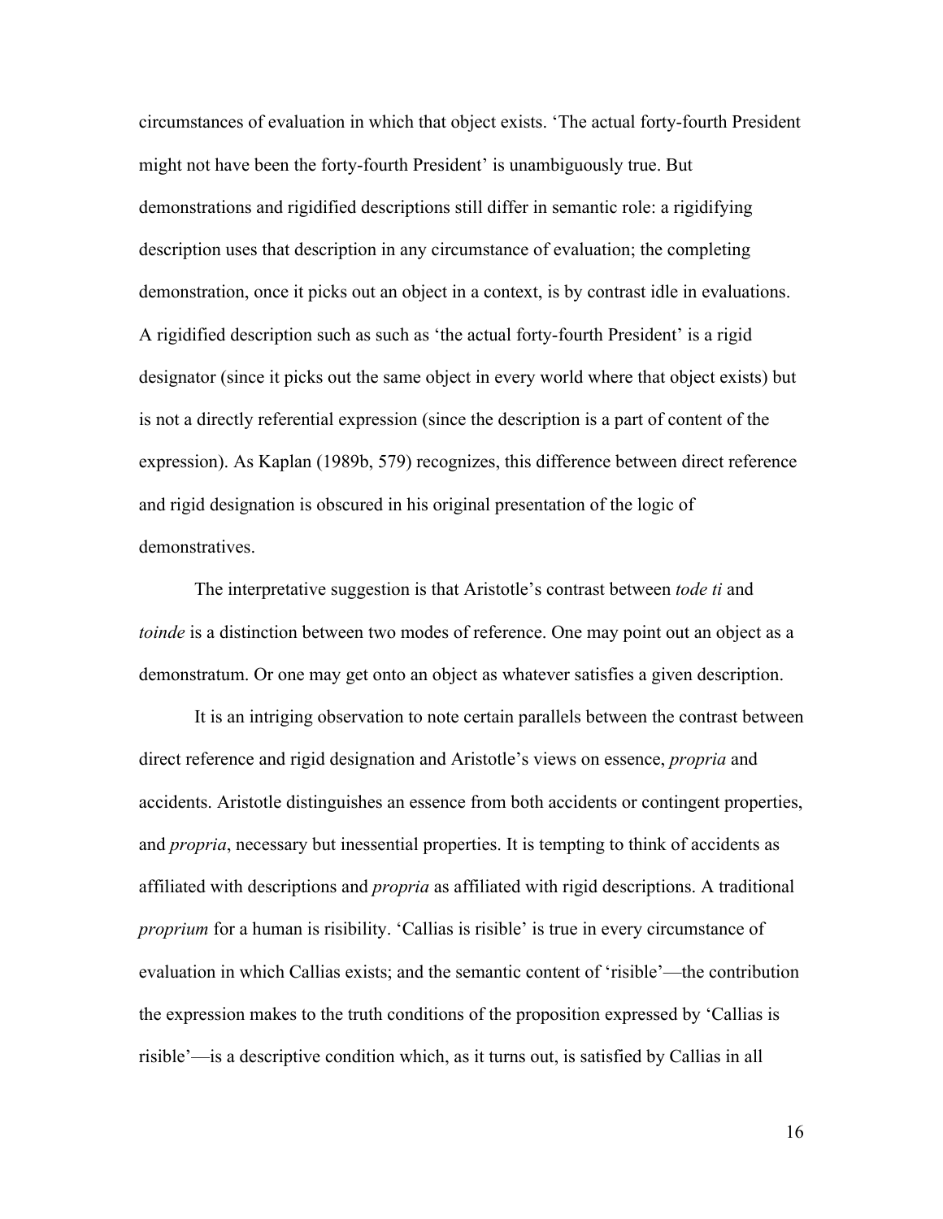circumstances of evaluation in which that object exists. 'The actual forty-fourth President might not have been the forty-fourth President' is unambiguously true. But demonstrations and rigidified descriptions still differ in semantic role: a rigidifying description uses that description in any circumstance of evaluation; the completing demonstration, once it picks out an object in a context, is by contrast idle in evaluations. A rigidified description such as such as 'the actual forty-fourth President' is a rigid designator (since it picks out the same object in every world where that object exists) but is not a directly referential expression (since the description is a part of content of the expression). As Kaplan (1989b, 579) recognizes, this difference between direct reference and rigid designation is obscured in his original presentation of the logic of demonstratives.

The interpretative suggestion is that Aristotle's contrast between *tode ti* and *toinde* is a distinction between two modes of reference. One may point out an object as a demonstratum. Or one may get onto an object as whatever satisfies a given description.

It is an intriging observation to note certain parallels between the contrast between direct reference and rigid designation and Aristotle's views on essence, *propria* and accidents. Aristotle distinguishes an essence from both accidents or contingent properties, and *propria*, necessary but inessential properties. It is tempting to think of accidents as affiliated with descriptions and *propria* as affiliated with rigid descriptions. A traditional *proprium* for a human is risibility. 'Callias is risible' is true in every circumstance of evaluation in which Callias exists; and the semantic content of 'risible'—the contribution the expression makes to the truth conditions of the proposition expressed by 'Callias is risible'—is a descriptive condition which, as it turns out, is satisfied by Callias in all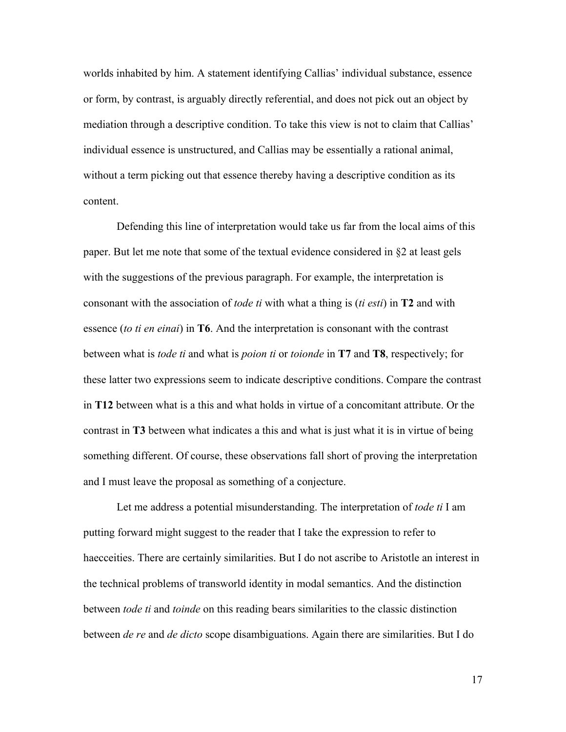worlds inhabited by him. A statement identifying Callias' individual substance, essence or form, by contrast, is arguably directly referential, and does not pick out an object by mediation through a descriptive condition. To take this view is not to claim that Callias' individual essence is unstructured, and Callias may be essentially a rational animal, without a term picking out that essence thereby having a descriptive condition as its content.

Defending this line of interpretation would take us far from the local aims of this paper. But let me note that some of the textual evidence considered in §2 at least gels with the suggestions of the previous paragraph. For example, the interpretation is consonant with the association of *tode ti* with what a thing is (*ti esti*) in **T2** and with essence (*to ti en einai*) in **T6**. And the interpretation is consonant with the contrast between what is *tode ti* and what is *poion ti* or *toionde* in **T7** and **T8**, respectively; for these latter two expressions seem to indicate descriptive conditions. Compare the contrast in **T12** between what is a this and what holds in virtue of a concomitant attribute. Or the contrast in **T3** between what indicates a this and what is just what it is in virtue of being something different. Of course, these observations fall short of proving the interpretation and I must leave the proposal as something of a conjecture.

Let me address a potential misunderstanding. The interpretation of *tode ti* I am putting forward might suggest to the reader that I take the expression to refer to haecceities. There are certainly similarities. But I do not ascribe to Aristotle an interest in the technical problems of transworld identity in modal semantics. And the distinction between *tode ti* and *toinde* on this reading bears similarities to the classic distinction between *de re* and *de dicto* scope disambiguations. Again there are similarities. But I do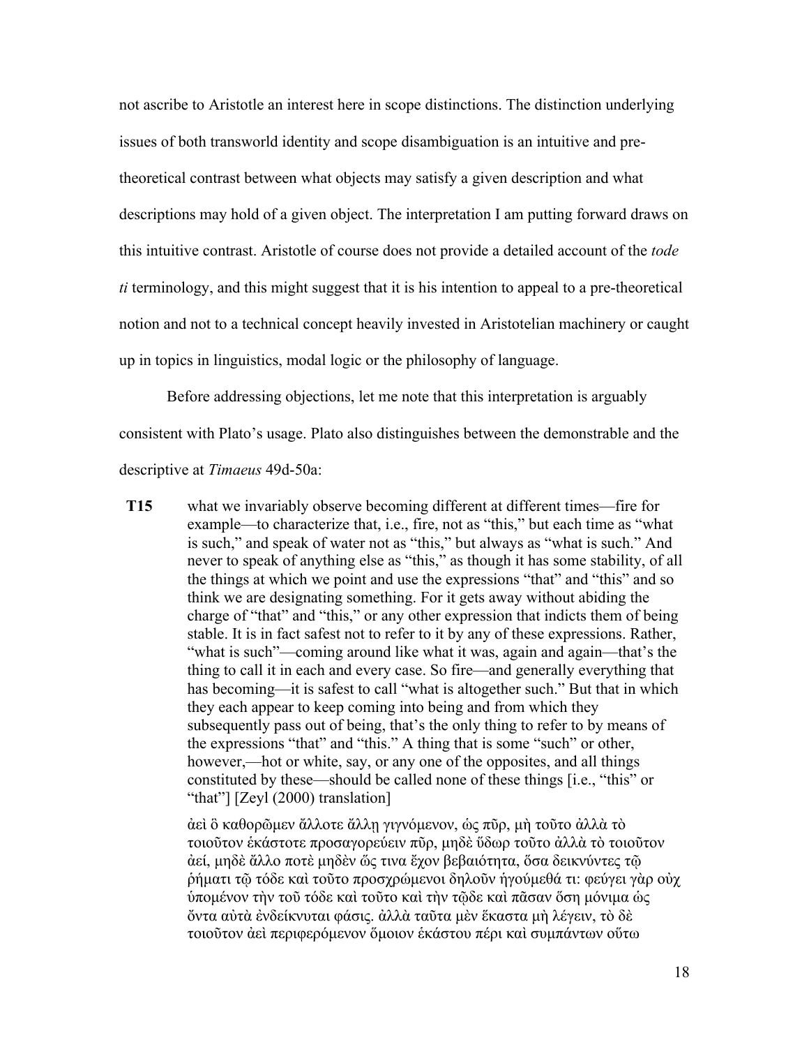not ascribe to Aristotle an interest here in scope distinctions. The distinction underlying issues of both transworld identity and scope disambiguation is an intuitive and pre-theoretical contrast between what objects may satisfy a given description and what descriptions may hold of a given object. The interpretation I am putting forward draws on this intuitive contrast. Aristotle of course does not provide a detailed account of the *tode ti* terminology, and this might suggest that it is his intention to appeal to a pre-theoretical notion and not to a technical concept heavily invested in Aristotelian machinery or caught up in topics in linguistics, modal logic or the philosophy of language.

Before addressing objections, let me note that this interpretation is arguably consistent with Plato's usage. Plato also distinguishes between the demonstrable and the descriptive at *Timaeus* 49d-50a:

**T15** what we invariably observe becoming different at different times—fire for example—to characterize that, i.e., fire, not as "this," but each time as "what is such," and speak of water not as "this," but always as "what is such." And never to speak of anything else as "this," as though it has some stability, of all the things at which we point and use the expressions "that" and "this" and so think we are designating something. For it gets away without abiding the charge of "that" and "this," or any other expression that indicts them of being stable. It is in fact safest not to refer to it by any of these expressions. Rather, "what is such"—coming around like what it was, again and again—that's the thing to call it in each and every case. So fire—and generally everything that has becoming—it is safest to call "what is altogether such." But that in which they each appear to keep coming into being and from which they subsequently pass out of being, that's the only thing to refer to by means of the expressions "that" and "this." A thing that is some "such" or other, however,—hot or white, say, or any one of the opposites, and all things constituted by these—should be called none of these things [i.e., "this" or "that"] [Zeyl (2000) translation]

ἀεὶ ὃ καθορῶμεν ἄλλοτε ἄλλῃ γιγνόμενον, ὡς πῦρ, μὴ τοῦτο ἀλλὰ τὸ τοιοῦτον ἑκάστοτε προσαγορεύειν πῦρ, μηδὲ ὕδωρ τοῦτο ἀλλὰ τὸ τοιοῦτον ἀεί, μηδὲ ἄλλο ποτὲ μηδὲν ὥς τινα ἔχον βεβαιότητα, ὅσα δεικνύντες τῷ ῥήματι τῷ τόδε καὶ τοῦτο προσχρώμενοι δηλοῦν ἡγούμεθά τι: φεύγει γὰρ οὐχ ὑπομένον τὴν τοῦ τόδε καὶ τοῦτο καὶ τὴν τῷδε καὶ πᾶσαν ὅση μόνιμα ὡς ὄντα αὐτὰ ἐνδείκνυται φάσις. ἀλλὰ ταῦτα μὲν ἕκαστα μὴ λέγειν, τὸ δὲ τοιοῦτον ἀεὶ περιφερόμενον ὅμοιον ἑκάστου πέρι καὶ συμπάντων οὕτω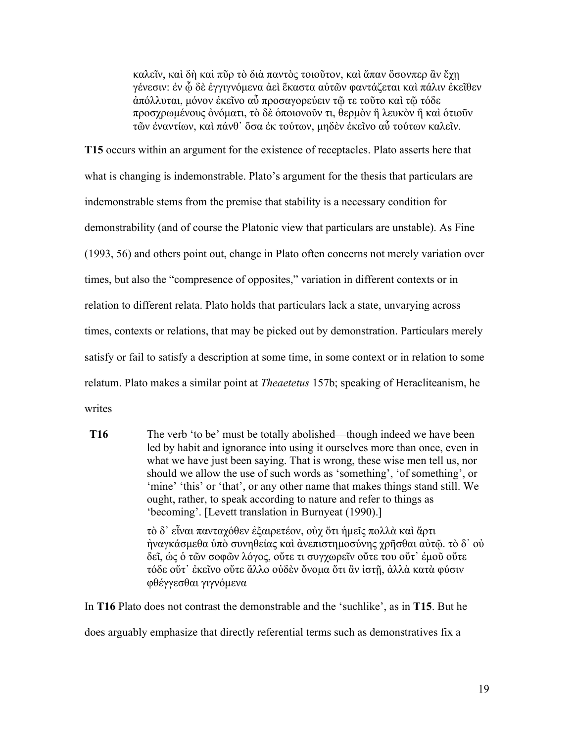> καλεῖν, καὶ δὴ καὶ πῦρ τὸ διὰ παντὸς τοιοῦτον, καὶ ἅπαν ὅσονπερ ἂν ἔχῃ γένεσιν: ἐν ᾧ δὲ ἐγγιγνόμενα ἀεὶ ἕκαστα αὐτῶν φαντάζεται καὶ πάλιν ἐκεῖθεν ἀπόλλυται, μόνον ἐκεῖνο αὖ προσαγορεύειν τῷ τε τοῦτο καὶ τῷ τόδε προσχρωμένους ὀνόματι, τὸ δὲ ὁποιονοῦν τι, θερμὸν ἢ λευκὸν ἢ καὶ ὁτιοῦν τῶν ἐναντίων, καὶ πάνθ᾽ ὅσα ἐκ τούτων, μηδὲν ἐκεῖνο αὖ τούτων καλεῖν.

**T15** occurs within an argument for the existence of receptacles. Plato asserts here that what is changing is indemonstrable. Plato's argument for the thesis that particulars are indemonstrable stems from the premise that stability is a necessary condition for demonstrability (and of course the Platonic view that particulars are unstable). As Fine (1993, 56) and others point out, change in Plato often concerns not merely variation over times, but also the "compresence of opposites," variation in different contexts or in relation to different relata. Plato holds that particulars lack a state, unvarying across times, contexts or relations, that may be picked out by demonstration. Particulars merely satisfy or fail to satisfy a description at some time, in some context or in relation to some relatum. Plato makes a similar point at *Theaetetus* 157b; speaking of Heracliteanism, he writes

> **T16** The verb 'to be' must be totally abolished—though indeed we have been led by habit and ignorance into using it ourselves more than once, even in what we have just been saying. That is wrong, these wise men tell us, nor should we allow the use of such words as 'something', 'of something', or 'mine' 'this' or 'that', or any other name that makes things stand still. We ought, rather, to speak according to nature and refer to things as 'becoming'. [Levett translation in Burnyeat (1990).]
>
> τὸ δ᾽ εἶναι πανταχόθεν ἐξαιρετέον, οὐχ ὅτι ἡμεῖς πολλὰ καὶ ἄρτι ἠναγκάσμεθα ὑπὸ συνηθείας καὶ ἀνεπιστημοσύνης χρῆσθαι αὐτῷ. τὸ δ᾽ οὐ δεῖ, ὡς ὁ τῶν σοφῶν λόγος, οὔτε τι συγχωρεῖν οὔτε του οὔτ᾽ ἐμοῦ οὔτε τόδε οὔτ᾽ ἐκεῖνο οὔτε ἄλλο οὐδὲν ὄνομα ὅτι ἂν ἱστῇ, ἀλλὰ κατὰ φύσιν φθέγγεσθαι γιγνόμενα

In **T16** Plato does not contrast the demonstrable and the 'suchlike', as in **T15**. But he does arguably emphasize that directly referential terms such as demonstratives fix a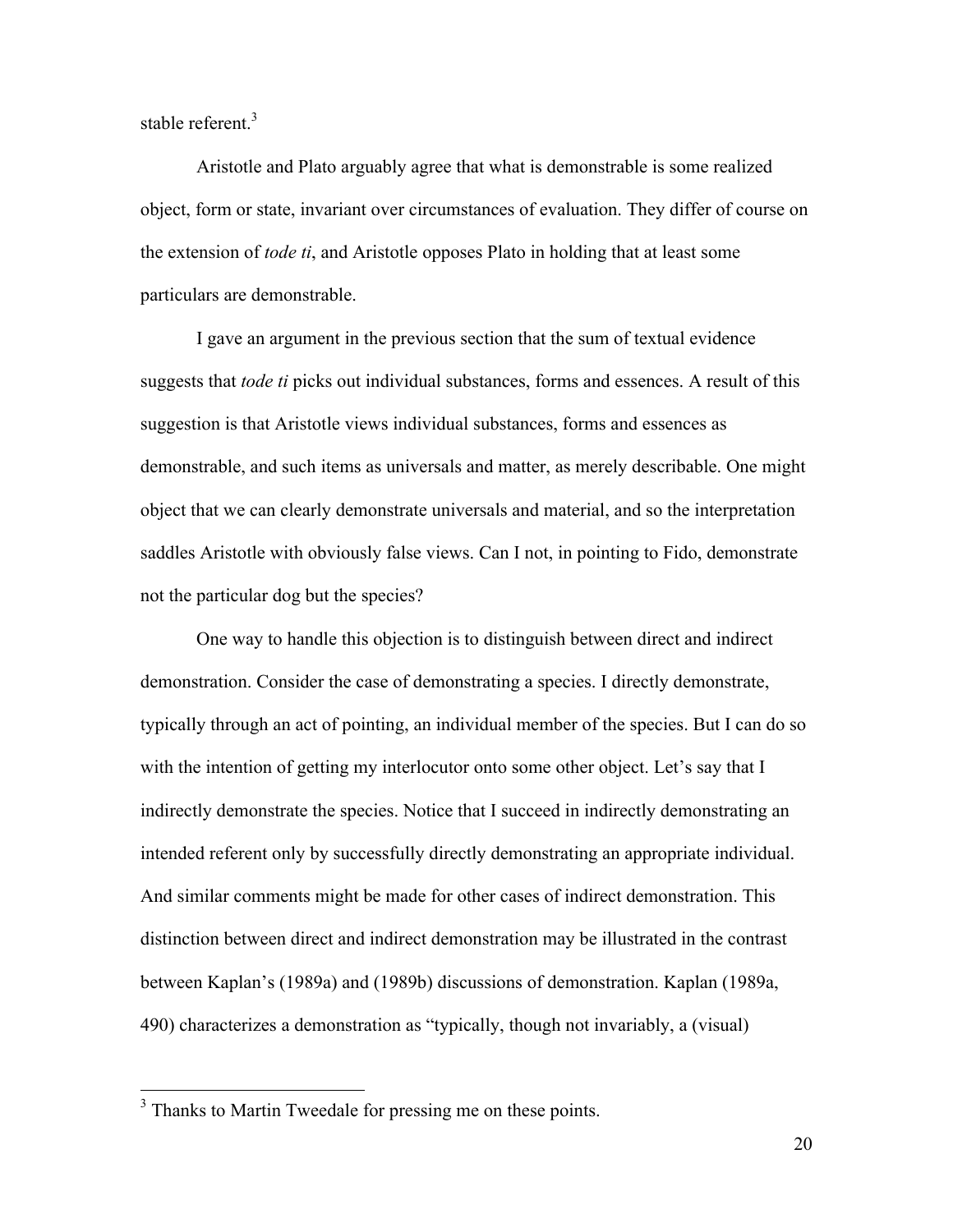stable referent.[3]

Aristotle and Plato arguably agree that what is demonstrable is some realized object, form or state, invariant over circumstances of evaluation. They differ of course on the extension of *tode ti*, and Aristotle opposes Plato in holding that at least some particulars are demonstrable.

I gave an argument in the previous section that the sum of textual evidence suggests that *tode ti* picks out individual substances, forms and essences. A result of this suggestion is that Aristotle views individual substances, forms and essences as demonstrable, and such items as universals and matter, as merely describable. One might object that we can clearly demonstrate universals and material, and so the interpretation saddles Aristotle with obviously false views. Can I not, in pointing to Fido, demonstrate not the particular dog but the species?

One way to handle this objection is to distinguish between direct and indirect demonstration. Consider the case of demonstrating a species. I directly demonstrate, typically through an act of pointing, an individual member of the species. But I can do so with the intention of getting my interlocutor onto some other object. Let's say that I indirectly demonstrate the species. Notice that I succeed in indirectly demonstrating an intended referent only by successfully directly demonstrating an appropriate individual. And similar comments might be made for other cases of indirect demonstration. This distinction between direct and indirect demonstration may be illustrated in the contrast between Kaplan's (1989a) and (1989b) discussions of demonstration. Kaplan (1989a, 490) characterizes a demonstration as "typically, though not invariably, a (visual)

[3] Thanks to Martin Tweedale for pressing me on these points.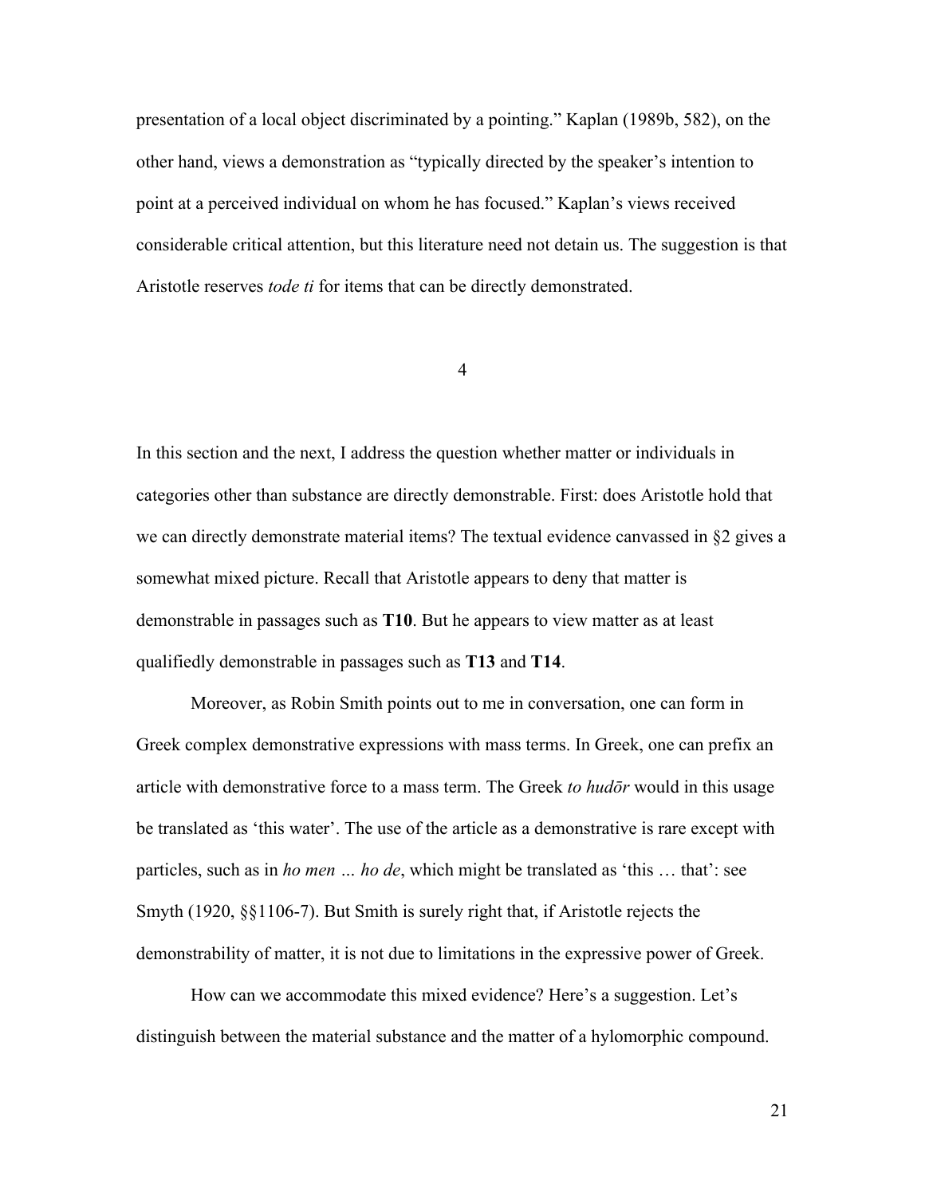presentation of a local object discriminated by a pointing." Kaplan (1989b, 582), on the other hand, views a demonstration as "typically directed by the speaker's intention to point at a perceived individual on whom he has focused." Kaplan's views received considerable critical attention, but this literature need not detain us. The suggestion is that Aristotle reserves *tode ti* for items that can be directly demonstrated.

## 4

In this section and the next, I address the question whether matter or individuals in categories other than substance are directly demonstrable. First: does Aristotle hold that we can directly demonstrate material items? The textual evidence canvassed in §2 gives a somewhat mixed picture. Recall that Aristotle appears to deny that matter is demonstrable in passages such as **T10**. But he appears to view matter as at least qualifiedly demonstrable in passages such as **T13** and **T14**.

Moreover, as Robin Smith points out to me in conversation, one can form in Greek complex demonstrative expressions with mass terms. In Greek, one can prefix an article with demonstrative force to a mass term. The Greek *to hudōr* would in this usage be translated as 'this water'. The use of the article as a demonstrative is rare except with particles, such as in *ho men … ho de*, which might be translated as 'this … that': see Smyth (1920, §§1106-7). But Smith is surely right that, if Aristotle rejects the demonstrability of matter, it is not due to limitations in the expressive power of Greek.

How can we accommodate this mixed evidence? Here's a suggestion. Let's distinguish between the material substance and the matter of a hylomorphic compound.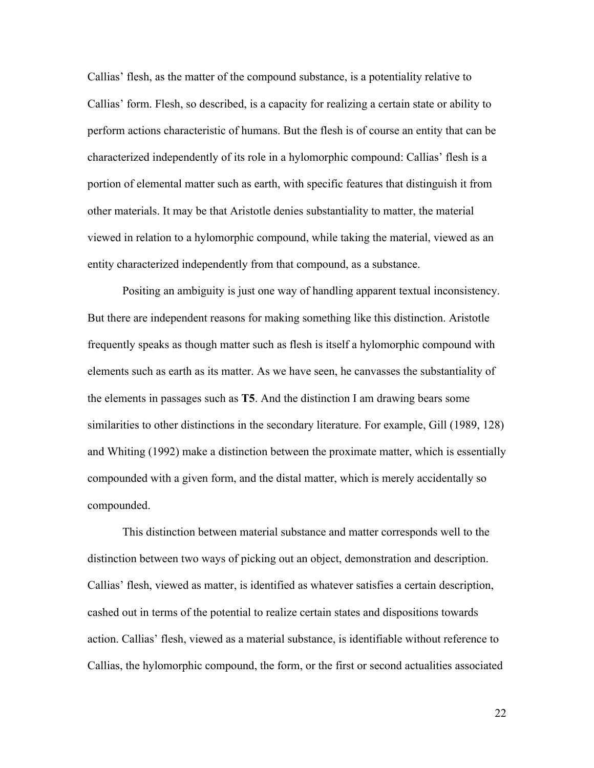Callias' flesh, as the matter of the compound substance, is a potentiality relative to Callias' form. Flesh, so described, is a capacity for realizing a certain state or ability to perform actions characteristic of humans. But the flesh is of course an entity that can be characterized independently of its role in a hylomorphic compound: Callias' flesh is a portion of elemental matter such as earth, with specific features that distinguish it from other materials. It may be that Aristotle denies substantiality to matter, the material viewed in relation to a hylomorphic compound, while taking the material, viewed as an entity characterized independently from that compound, as a substance.

Positing an ambiguity is just one way of handling apparent textual inconsistency. But there are independent reasons for making something like this distinction. Aristotle frequently speaks as though matter such as flesh is itself a hylomorphic compound with elements such as earth as its matter. As we have seen, he canvasses the substantiality of the elements in passages such as **T5**. And the distinction I am drawing bears some similarities to other distinctions in the secondary literature. For example, Gill (1989, 128) and Whiting (1992) make a distinction between the proximate matter, which is essentially compounded with a given form, and the distal matter, which is merely accidentally so compounded.

This distinction between material substance and matter corresponds well to the distinction between two ways of picking out an object, demonstration and description. Callias' flesh, viewed as matter, is identified as whatever satisfies a certain description, cashed out in terms of the potential to realize certain states and dispositions towards action. Callias' flesh, viewed as a material substance, is identifiable without reference to Callias, the hylomorphic compound, the form, or the first or second actualities associated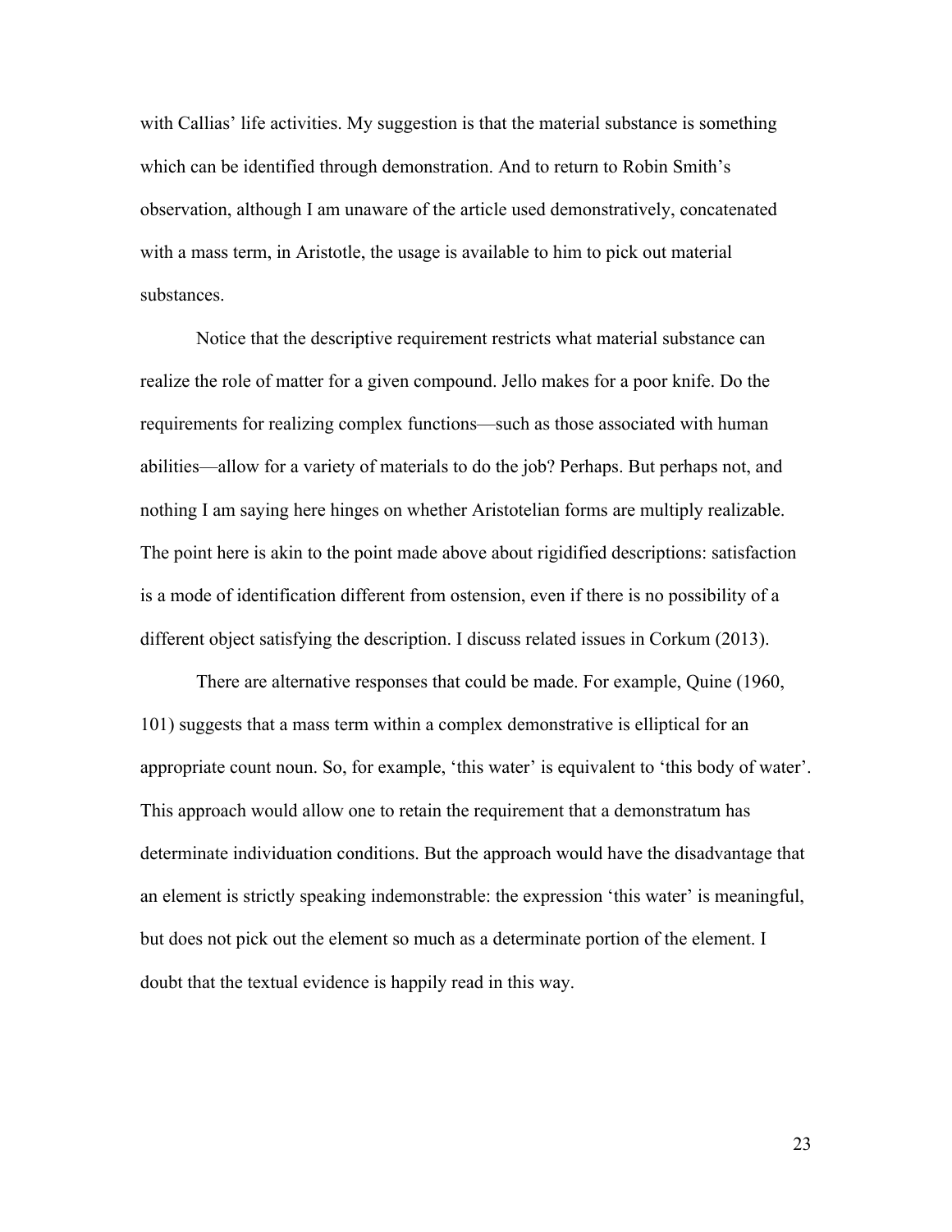with Callias' life activities. My suggestion is that the material substance is something which can be identified through demonstration. And to return to Robin Smith's observation, although I am unaware of the article used demonstratively, concatenated with a mass term, in Aristotle, the usage is available to him to pick out material substances.

Notice that the descriptive requirement restricts what material substance can realize the role of matter for a given compound. Jello makes for a poor knife. Do the requirements for realizing complex functions—such as those associated with human abilities—allow for a variety of materials to do the job? Perhaps. But perhaps not, and nothing I am saying here hinges on whether Aristotelian forms are multiply realizable. The point here is akin to the point made above about rigidified descriptions: satisfaction is a mode of identification different from ostension, even if there is no possibility of a different object satisfying the description. I discuss related issues in Corkum (2013).

There are alternative responses that could be made. For example, Quine (1960, 101) suggests that a mass term within a complex demonstrative is elliptical for an appropriate count noun. So, for example, 'this water' is equivalent to 'this body of water'. This approach would allow one to retain the requirement that a demonstratum has determinate individuation conditions. But the approach would have the disadvantage that an element is strictly speaking indemonstrable: the expression 'this water' is meaningful, but does not pick out the element so much as a determinate portion of the element. I doubt that the textual evidence is happily read in this way.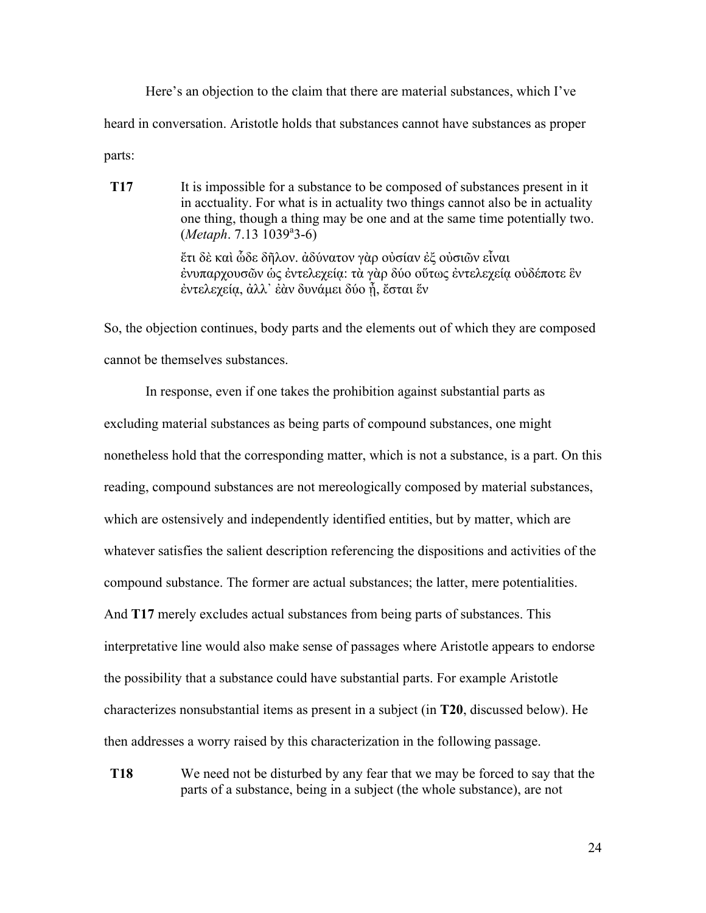Here's an objection to the claim that there are material substances, which I've heard in conversation. Aristotle holds that substances cannot have substances as proper parts:

> **T17** It is impossible for a substance to be composed of substances present in it in acctuality. For what is in actuality two things cannot also be in actuality one thing, though a thing may be one and at the same time potentially two. (*Metaph*. 7.13 1039$^a$3-6)
>
> ἔτι δὲ καὶ ὧδε δῆλον. ἀδύνατον γὰρ οὐσίαν ἐξ οὐσιῶν εἶναι ἐνυπαρχουσῶν ὡς ἐντελεχείᾳ: τὰ γὰρ δύο οὕτως ἐντελεχείᾳ οὐδέποτε ἓν ἐντελεχείᾳ, ἀλλ᾽ ἐὰν δυνάμει δύο ᾖ, ἔσται ἕν

So, the objection continues, body parts and the elements out of which they are composed cannot be themselves substances.

In response, even if one takes the prohibition against substantial parts as excluding material substances as being parts of compound substances, one might nonetheless hold that the corresponding matter, which is not a substance, is a part. On this reading, compound substances are not mereologically composed by material substances, which are ostensively and independently identified entities, but by matter, which are whatever satisfies the salient description referencing the dispositions and activities of the compound substance. The former are actual substances; the latter, mere potentialities. And **T17** merely excludes actual substances from being parts of substances. This interpretative line would also make sense of passages where Aristotle appears to endorse the possibility that a substance could have substantial parts. For example Aristotle characterizes nonsubstantial items as present in a subject (in **T20**, discussed below). He then addresses a worry raised by this characterization in the following passage.

> **T18** We need not be disturbed by any fear that we may be forced to say that the parts of a substance, being in a subject (the whole substance), are not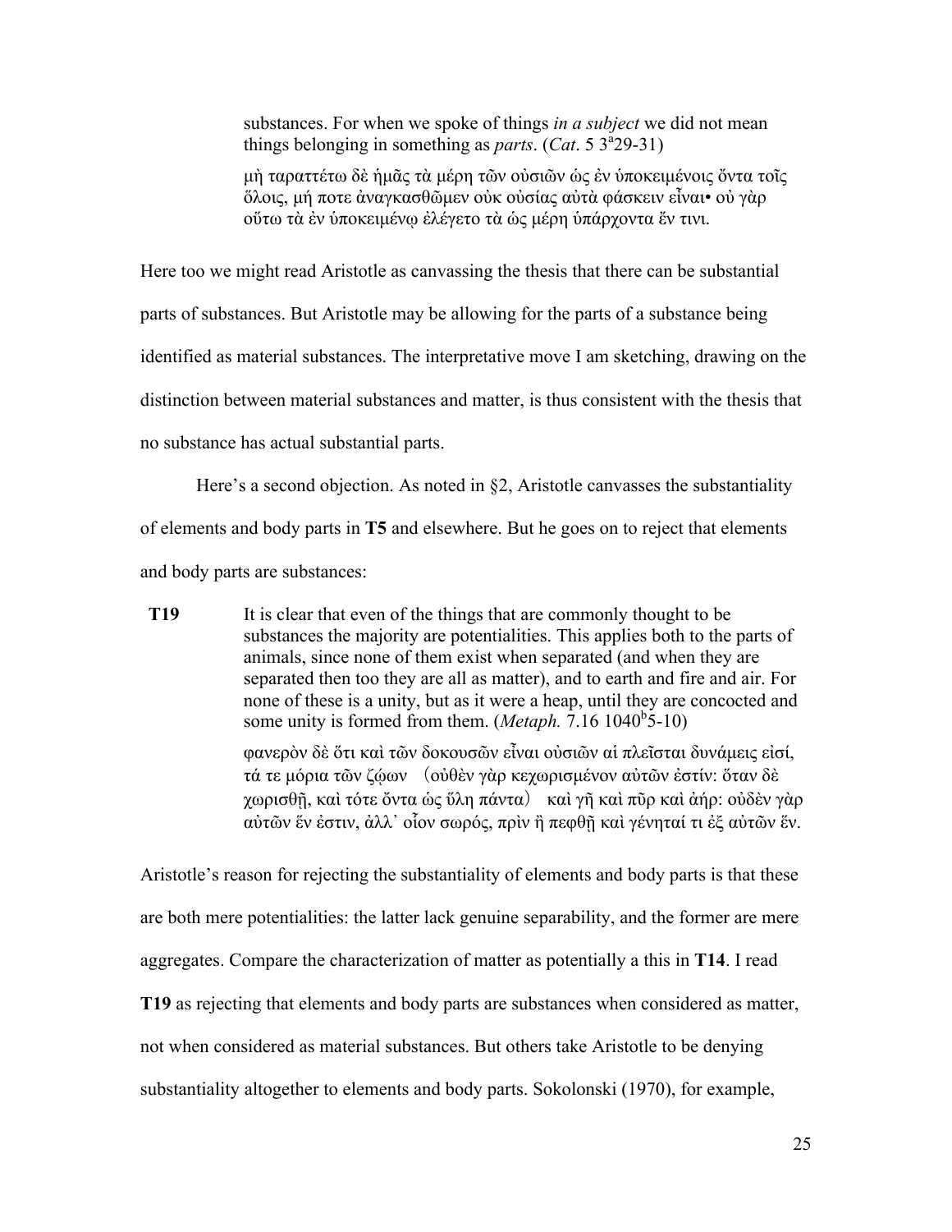> substances. For when we spoke of things *in a subject* we did not mean things belonging in something as *parts*. (*Cat*. 5 3[a]29-31)
>
> μὴ ταραττέτω δὲ ἡμᾶς τὰ μέρη τῶν οὐσιῶν ὡς ἐν ὑποκειμένοις ὄντα τοῖς ὅλοις, μή ποτε ἀναγκασθῶμεν οὐκ οὐσίας αὐτὰ φάσκειν εἶναι• οὐ γὰρ οὕτω τὰ ἐν ὑποκειμένῳ ἐλέγετο τὰ ὡς μέρη ὑπάρχοντα ἔν τινι.

Here too we might read Aristotle as canvassing the thesis that there can be substantial parts of substances. But Aristotle may be allowing for the parts of a substance being identified as material substances. The interpretative move I am sketching, drawing on the distinction between material substances and matter, is thus consistent with the thesis that no substance has actual substantial parts.

Here's a second objection. As noted in §2, Aristotle canvasses the substantiality of elements and body parts in **T5** and elsewhere. But he goes on to reject that elements and body parts are substances:

> **T19** It is clear that even of the things that are commonly thought to be substances the majority are potentialities. This applies both to the parts of animals, since none of them exist when separated (and when they are separated then too they are all as matter), and to earth and fire and air. For none of these is a unity, but as it were a heap, until they are concocted and some unity is formed from them. (*Metaph.* 7.16 1040[b]5-10)
>
> φανερὸν δὲ ὅτι καὶ τῶν δοκουσῶν εἶναι οὐσιῶν αἱ πλεῖσται δυνάμεις εἰσί, τά τε μόρια τῶν ζῴων (οὐθὲν γὰρ κεχωρισμένον αὐτῶν ἐστίν: ὅταν δὲ χωρισθῇ, καὶ τότε ὄντα ὡς ὕλη πάντα) καὶ γῆ καὶ πῦρ καὶ ἀήρ: οὐδὲν γὰρ αὐτῶν ἕν ἐστιν, ἀλλ᾽ οἷον σωρός, πρὶν ἢ πεφθῇ καὶ γένηταί τι ἐξ αὐτῶν ἕν.

Aristotle's reason for rejecting the substantiality of elements and body parts is that these are both mere potentialities: the latter lack genuine separability, and the former are mere aggregates. Compare the characterization of matter as potentially a this in **T14**. I read **T19** as rejecting that elements and body parts are substances when considered as matter, not when considered as material substances. But others take Aristotle to be denying substantiality altogether to elements and body parts. Sokolonski (1970), for example,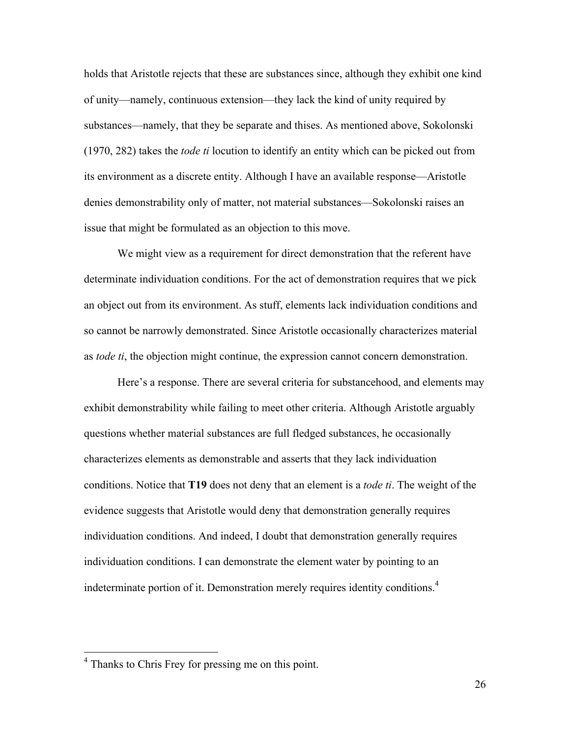holds that Aristotle rejects that these are substances since, although they exhibit one kind of unity—namely, continuous extension—they lack the kind of unity required by substances—namely, that they be separate and thises. As mentioned above, Sokolonski (1970, 282) takes the *tode ti* locution to identify an entity which can be picked out from its environment as a discrete entity. Although I have an available response—Aristotle denies demonstrability only of matter, not material substances—Sokolonski raises an issue that might be formulated as an objection to this move.

We might view as a requirement for direct demonstration that the referent have determinate individuation conditions. For the act of demonstration requires that we pick an object out from its environment. As stuff, elements lack individuation conditions and so cannot be narrowly demonstrated. Since Aristotle occasionally characterizes material as *tode ti*, the objection might continue, the expression cannot concern demonstration.

Here's a response. There are several criteria for substancehood, and elements may exhibit demonstrability while failing to meet other criteria. Although Aristotle arguably questions whether material substances are full fledged substances, he occasionally characterizes elements as demonstrable and asserts that they lack individuation conditions. Notice that **T19** does not deny that an element is a *tode ti*. The weight of the evidence suggests that Aristotle would deny that demonstration generally requires individuation conditions. And indeed, I doubt that demonstration generally requires individuation conditions. I can demonstrate the element water by pointing to an indeterminate portion of it. Demonstration merely requires identity conditions.[4]

---

[4] Thanks to Chris Frey for pressing me on this point.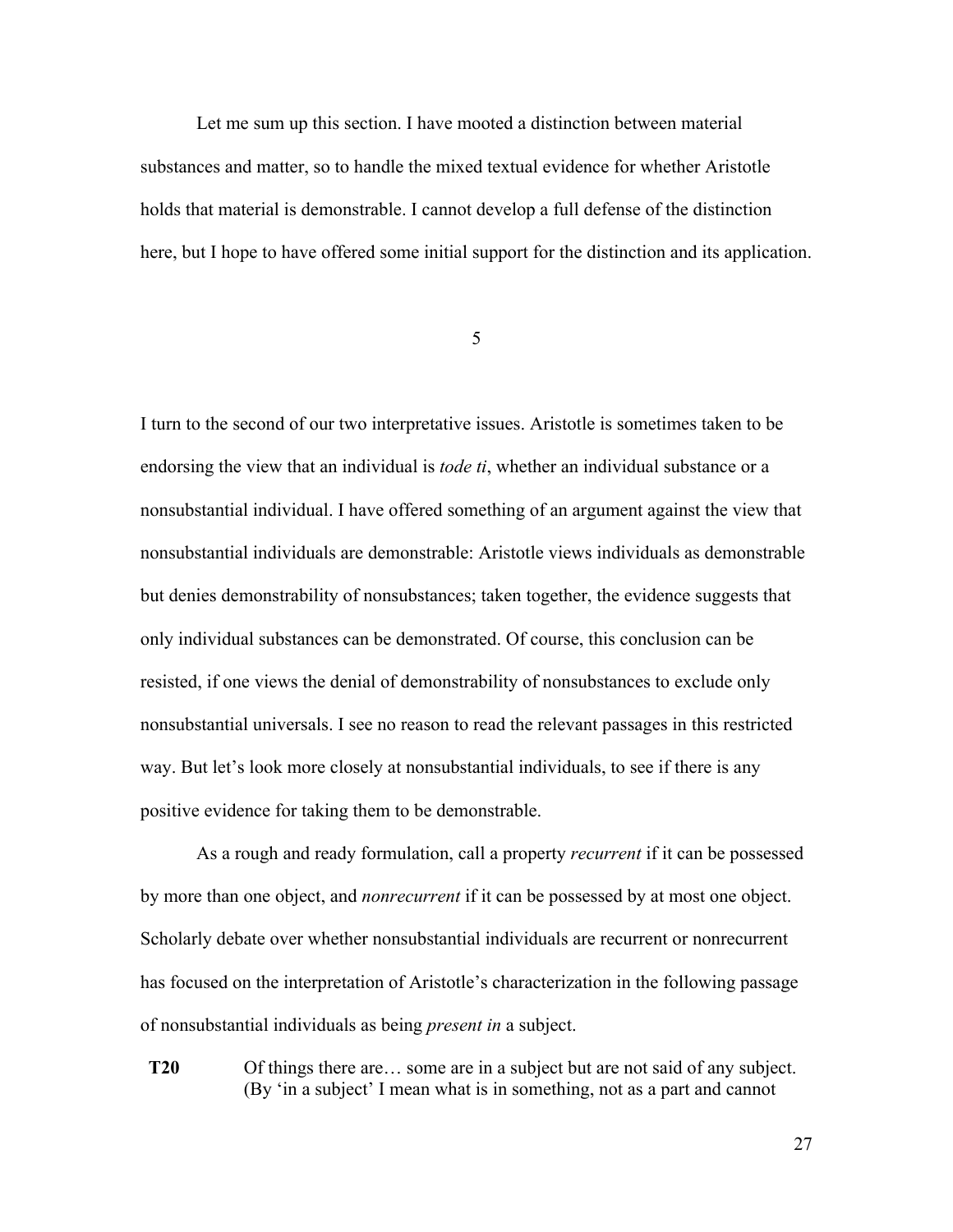Let me sum up this section. I have mooted a distinction between material substances and matter, so to handle the mixed textual evidence for whether Aristotle holds that material is demonstrable. I cannot develop a full defense of the distinction here, but I hope to have offered some initial support for the distinction and its application.

## 5

I turn to the second of our two interpretative issues. Aristotle is sometimes taken to be endorsing the view that an individual is *tode ti*, whether an individual substance or a nonsubstantial individual. I have offered something of an argument against the view that nonsubstantial individuals are demonstrable: Aristotle views individuals as demonstrable but denies demonstrability of nonsubstances; taken together, the evidence suggests that only individual substances can be demonstrated. Of course, this conclusion can be resisted, if one views the denial of demonstrability of nonsubstances to exclude only nonsubstantial universals. I see no reason to read the relevant passages in this restricted way. But let's look more closely at nonsubstantial individuals, to see if there is any positive evidence for taking them to be demonstrable.

As a rough and ready formulation, call a property *recurrent* if it can be possessed by more than one object, and *nonrecurrent* if it can be possessed by at most one object. Scholarly debate over whether nonsubstantial individuals are recurrent or nonrecurrent has focused on the interpretation of Aristotle's characterization in the following passage of nonsubstantial individuals as being *present in* a subject.

**T20** Of things there are… some are in a subject but are not said of any subject. (By 'in a subject' I mean what is in something, not as a part and cannot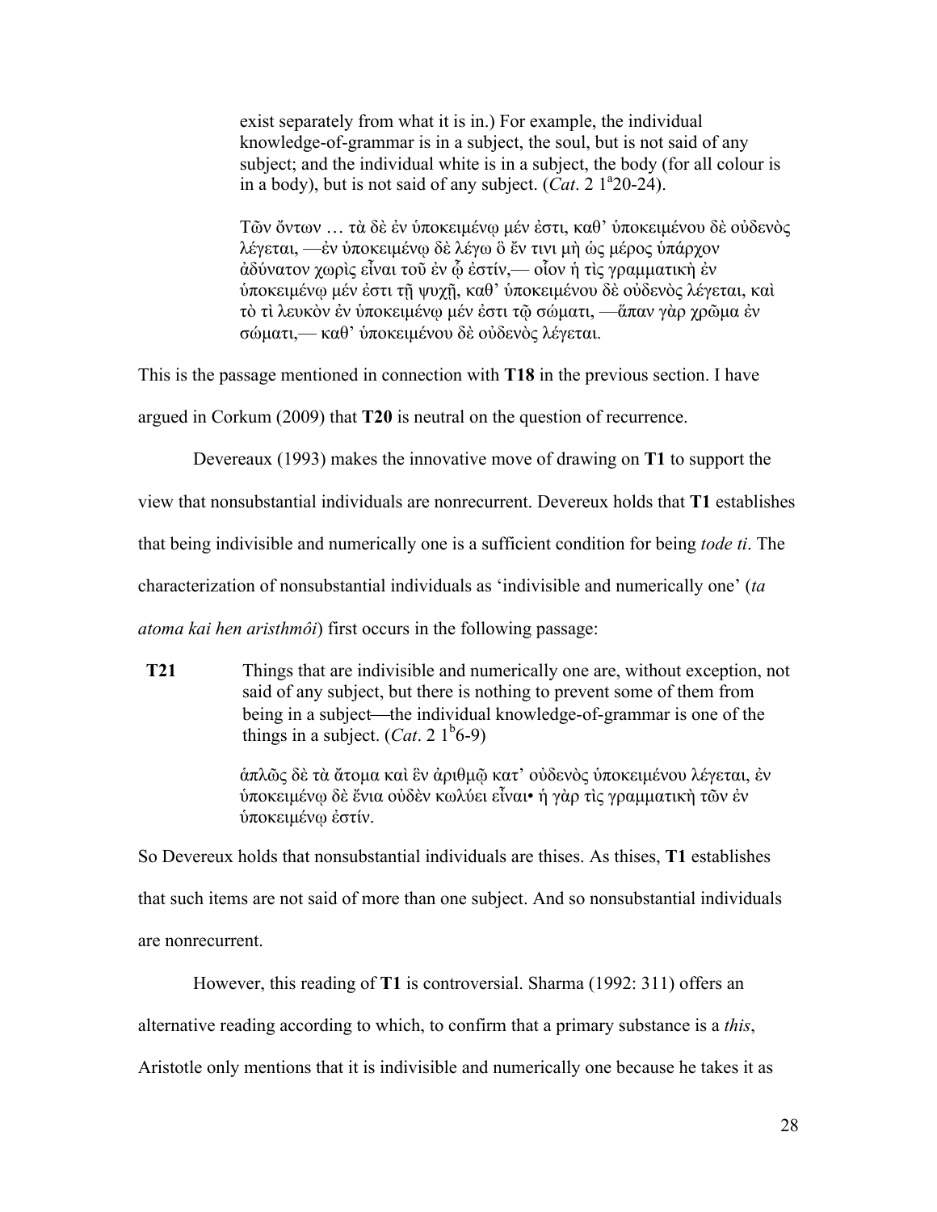> exist separately from what it is in.) For example, the individual knowledge-of-grammar is in a subject, the soul, but is not said of any subject; and the individual white is in a subject, the body (for all colour is in a body), but is not said of any subject. (*Cat*. 2 1ᵃ20-24).
>
> Τῶν ὄντων … τὰ δὲ ἐν ὑποκειμένῳ μέν ἐστι, καθ' ὑποκειμένου δὲ οὐδενὸς λέγεται, —ἐν ὑποκειμένῳ δὲ λέγω ὃ ἔν τινι μὴ ὡς μέρος ὑπάρχον ἀδύνατον χωρὶς εἶναι τοῦ ἐν ᾧ ἐστίν,— οἷον ἡ τὶς γραμματικὴ ἐν ὑποκειμένῳ μέν ἐστι τῇ ψυχῇ, καθ' ὑποκειμένου δὲ οὐδενὸς λέγεται, καὶ τὸ τὶ λευκὸν ἐν ὑποκειμένῳ μέν ἐστι τῷ σώματι, —ἅπαν γὰρ χρῶμα ἐν σώματι,— καθ' ὑποκειμένου δὲ οὐδενὸς λέγεται.

This is the passage mentioned in connection with **T18** in the previous section. I have argued in Corkum (2009) that **T20** is neutral on the question of recurrence.

Devereaux (1993) makes the innovative move of drawing on **T1** to support the view that nonsubstantial individuals are nonrecurrent. Devereux holds that **T1** establishes that being indivisible and numerically one is a sufficient condition for being *tode ti*. The characterization of nonsubstantial individuals as 'indivisible and numerically one' (*ta atoma kai hen aristhmôi*) first occurs in the following passage:

> **T21** Things that are indivisible and numerically one are, without exception, not said of any subject, but there is nothing to prevent some of them from being in a subject—the individual knowledge-of-grammar is one of the things in a subject. (*Cat*. 2 1ᵇ6-9)
>
> ἁπλῶς δὲ τὰ ἄτομα καὶ ἓν ἀριθμῷ κατ' οὐδενὸς ὑποκειμένου λέγεται, ἐν ὑποκειμένῳ δὲ ἔνια οὐδὲν κωλύει εἶναι• ἡ γὰρ τὶς γραμματικὴ τῶν ἐν ὑποκειμένῳ ἐστίν.

So Devereux holds that nonsubstantial individuals are thises. As thises, **T1** establishes that such items are not said of more than one subject. And so nonsubstantial individuals are nonrecurrent.

However, this reading of **T1** is controversial. Sharma (1992: 311) offers an alternative reading according to which, to confirm that a primary substance is a *this*, Aristotle only mentions that it is indivisible and numerically one because he takes it as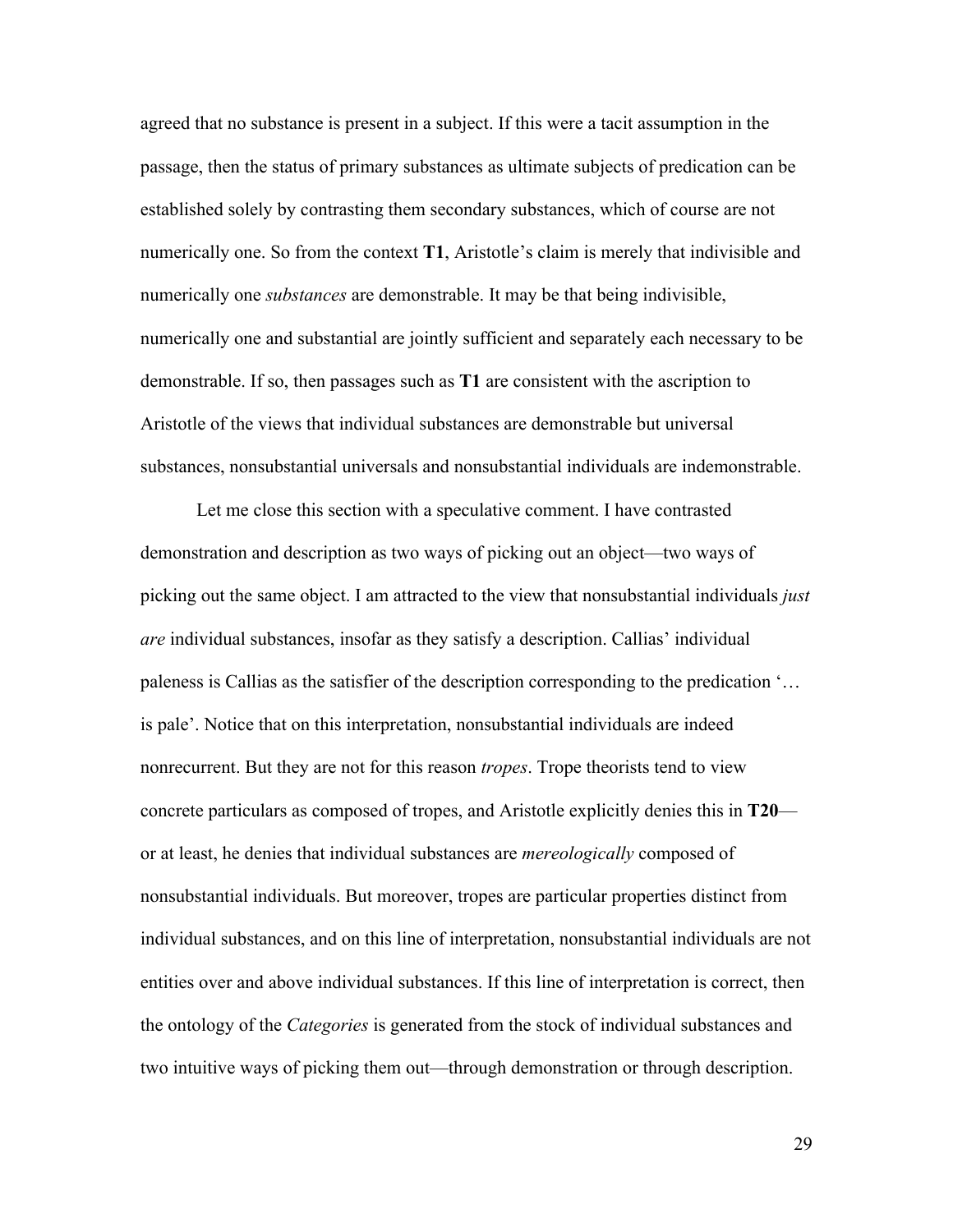agreed that no substance is present in a subject. If this were a tacit assumption in the passage, then the status of primary substances as ultimate subjects of predication can be established solely by contrasting them secondary substances, which of course are not numerically one. So from the context **T1**, Aristotle's claim is merely that indivisible and numerically one *substances* are demonstrable. It may be that being indivisible, numerically one and substantial are jointly sufficient and separately each necessary to be demonstrable. If so, then passages such as **T1** are consistent with the ascription to Aristotle of the views that individual substances are demonstrable but universal substances, nonsubstantial universals and nonsubstantial individuals are indemonstrable.

Let me close this section with a speculative comment. I have contrasted demonstration and description as two ways of picking out an object—two ways of picking out the same object. I am attracted to the view that nonsubstantial individuals *just are* individual substances, insofar as they satisfy a description. Callias' individual paleness is Callias as the satisfier of the description corresponding to the predication '… is pale'. Notice that on this interpretation, nonsubstantial individuals are indeed nonrecurrent. But they are not for this reason *tropes*. Trope theorists tend to view concrete particulars as composed of tropes, and Aristotle explicitly denies this in **T20**—or at least, he denies that individual substances are *mereologically* composed of nonsubstantial individuals. But moreover, tropes are particular properties distinct from individual substances, and on this line of interpretation, nonsubstantial individuals are not entities over and above individual substances. If this line of interpretation is correct, then the ontology of the *Categories* is generated from the stock of individual substances and two intuitive ways of picking them out—through demonstration or through description.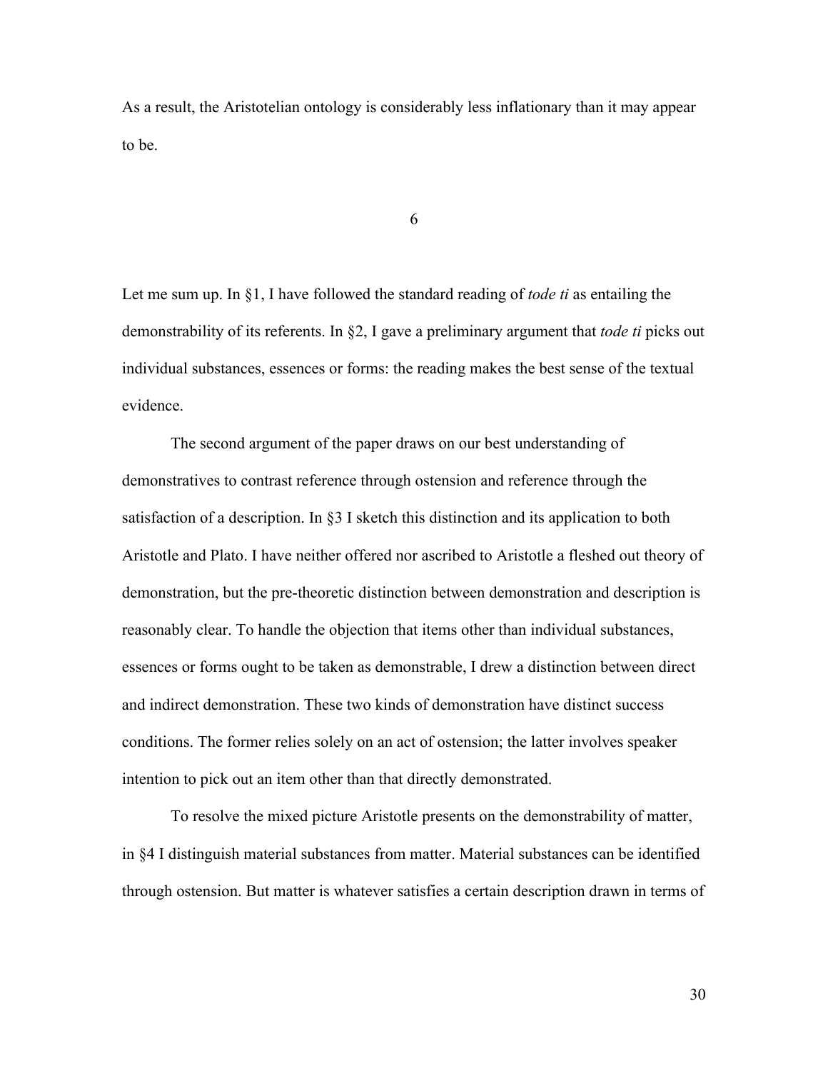As a result, the Aristotelian ontology is considerably less inflationary than it may appear to be.

## 6

Let me sum up. In §1, I have followed the standard reading of *tode ti* as entailing the demonstrability of its referents. In §2, I gave a preliminary argument that *tode ti* picks out individual substances, essences or forms: the reading makes the best sense of the textual evidence.

The second argument of the paper draws on our best understanding of demonstratives to contrast reference through ostension and reference through the satisfaction of a description. In §3 I sketch this distinction and its application to both Aristotle and Plato. I have neither offered nor ascribed to Aristotle a fleshed out theory of demonstration, but the pre-theoretic distinction between demonstration and description is reasonably clear. To handle the objection that items other than individual substances, essences or forms ought to be taken as demonstrable, I drew a distinction between direct and indirect demonstration. These two kinds of demonstration have distinct success conditions. The former relies solely on an act of ostension; the latter involves speaker intention to pick out an item other than that directly demonstrated.

To resolve the mixed picture Aristotle presents on the demonstrability of matter, in §4 I distinguish material substances from matter. Material substances can be identified through ostension. But matter is whatever satisfies a certain description drawn in terms of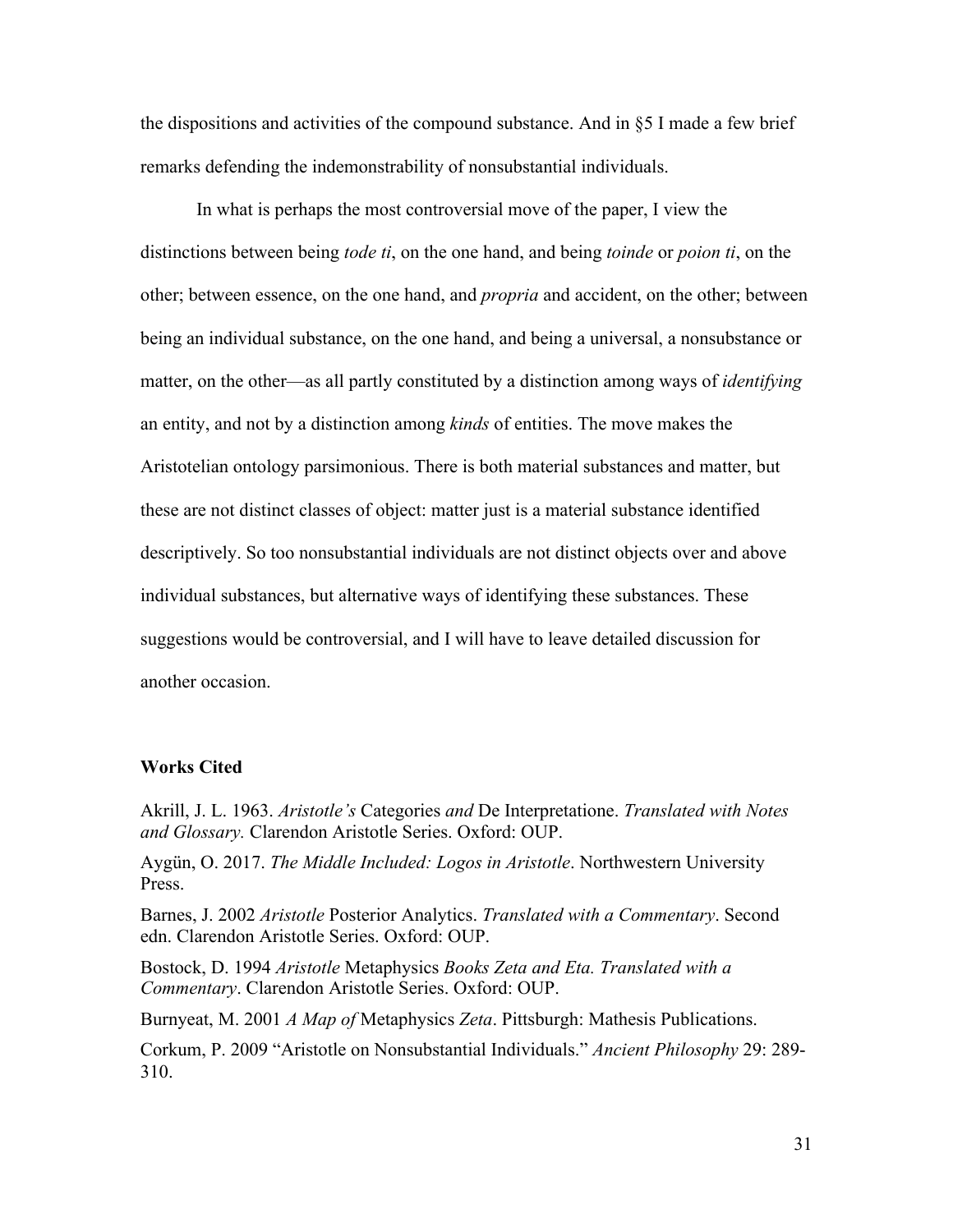the dispositions and activities of the compound substance. And in §5 I made a few brief remarks defending the indemonstrability of nonsubstantial individuals.

In what is perhaps the most controversial move of the paper, I view the distinctions between being *tode ti*, on the one hand, and being *toinde* or *poion ti*, on the other; between essence, on the one hand, and *propria* and accident, on the other; between being an individual substance, on the one hand, and being a universal, a nonsubstance or matter, on the other—as all partly constituted by a distinction among ways of *identifying* an entity, and not by a distinction among *kinds* of entities. The move makes the Aristotelian ontology parsimonious. There is both material substances and matter, but these are not distinct classes of object: matter just is a material substance identified descriptively. So too nonsubstantial individuals are not distinct objects over and above individual substances, but alternative ways of identifying these substances. These suggestions would be controversial, and I will have to leave detailed discussion for another occasion.

### Works Cited

Akrill, J. L. 1963. *Aristotle's* Categories *and* De Interpretatione. *Translated with Notes and Glossary.* Clarendon Aristotle Series. Oxford: OUP.

Aygün, O. 2017. *The Middle Included: Logos in Aristotle*. Northwestern University Press.

Barnes, J. 2002 *Aristotle* Posterior Analytics. *Translated with a Commentary*. Second edn. Clarendon Aristotle Series. Oxford: OUP.

Bostock, D. 1994 *Aristotle* Metaphysics *Books Zeta and Eta. Translated with a Commentary*. Clarendon Aristotle Series. Oxford: OUP.

Burnyeat, M. 2001 *A Map of* Metaphysics *Zeta*. Pittsburgh: Mathesis Publications.

Corkum, P. 2009 "Aristotle on Nonsubstantial Individuals." *Ancient Philosophy* 29: 289-310.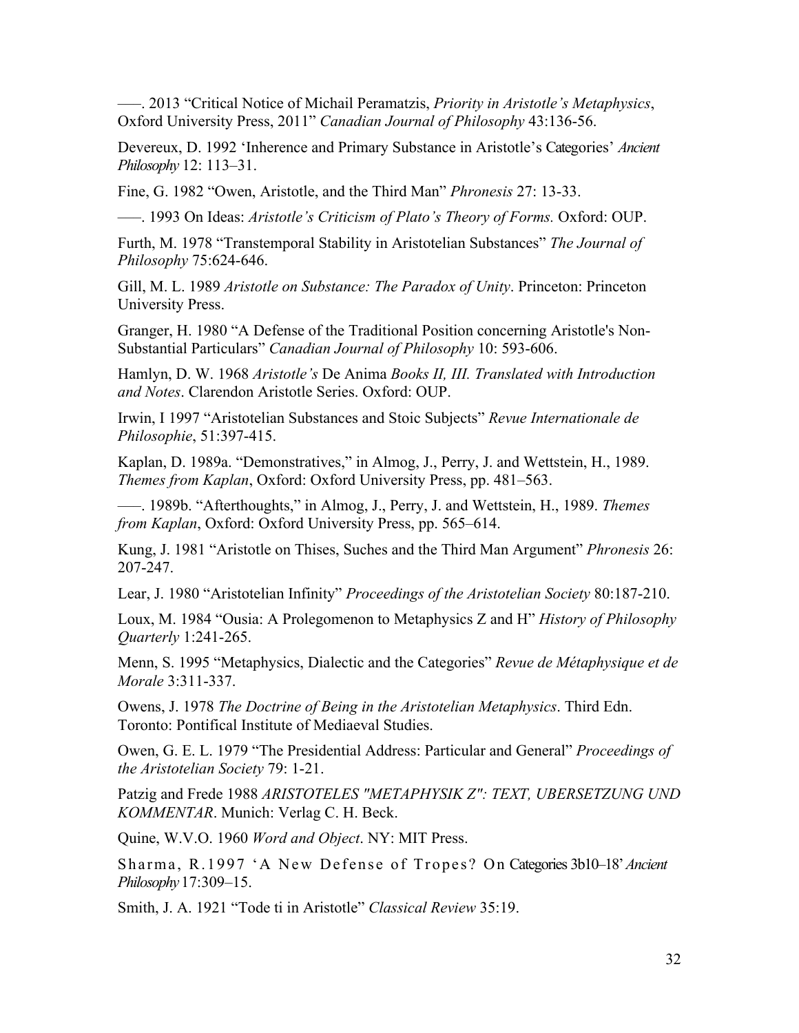–––. 2013 “Critical Notice of Michail Peramatzis, *Priority in Aristotle’s Metaphysics*, Oxford University Press, 2011” *Canadian Journal of Philosophy* 43:136-56.

Devereux, D. 1992 ‘Inherence and Primary Substance in Aristotle’s Categories’ *Ancient Philosophy* 12: 113–31.

Fine, G. 1982 “Owen, Aristotle, and the Third Man” *Phronesis* 27: 13-33.

–––. 1993 On Ideas: *Aristotle’s Criticism of Plato’s Theory of Forms.* Oxford: OUP.

Furth, M. 1978 “Transtemporal Stability in Aristotelian Substances” *The Journal of Philosophy* 75:624-646.

Gill, M. L. 1989 *Aristotle on Substance: The Paradox of Unity*. Princeton: Princeton University Press.

Granger, H. 1980 “A Defense of the Traditional Position concerning Aristotle's Non-Substantial Particulars” *Canadian Journal of Philosophy* 10: 593-606.

Hamlyn, D. W. 1968 *Aristotle’s* De Anima *Books II, III. Translated with Introduction and Notes*. Clarendon Aristotle Series. Oxford: OUP.

Irwin, I 1997 “Aristotelian Substances and Stoic Subjects” *Revue Internationale de Philosophie*, 51:397-415.

Kaplan, D. 1989a. “Demonstratives,” in Almog, J., Perry, J. and Wettstein, H., 1989. *Themes from Kaplan*, Oxford: Oxford University Press, pp. 481–563.

–––. 1989b. “Afterthoughts,” in Almog, J., Perry, J. and Wettstein, H., 1989. *Themes from Kaplan*, Oxford: Oxford University Press, pp. 565–614.

Kung, J. 1981 “Aristotle on Thises, Suches and the Third Man Argument” *Phronesis* 26: 207-247.

Lear, J. 1980 “Aristotelian Infinity” *Proceedings of the Aristotelian Society* 80:187-210.

Loux, M. 1984 “Ousia: A Prolegomenon to Metaphysics Z and H” *History of Philosophy Quarterly* 1:241-265.

Menn, S. 1995 “Metaphysics, Dialectic and the Categories” *Revue de Métaphysique et de Morale* 3:311-337.

Owens, J. 1978 *The Doctrine of Being in the Aristotelian Metaphysics*. Third Edn. Toronto: Pontifical Institute of Mediaeval Studies.

Owen, G. E. L. 1979 “The Presidential Address: Particular and General” *Proceedings of the Aristotelian Society* 79: 1-21.

Patzig and Frede 1988 *ARISTOTELES "METAPHYSIK Z": TEXT, UBERSETZUNG UND KOMMENTAR*. Munich: Verlag C. H. Beck.

Quine, W.V.O. 1960 *Word and Object*. NY: MIT Press.

Sharma, R. 1997 ‘A New Defense of Tropes? On Categories 3b10–18’ *Ancient Philosophy* 17:309–15.

Smith, J. A. 1921 “Tode ti in Aristotle” *Classical Review* 35:19.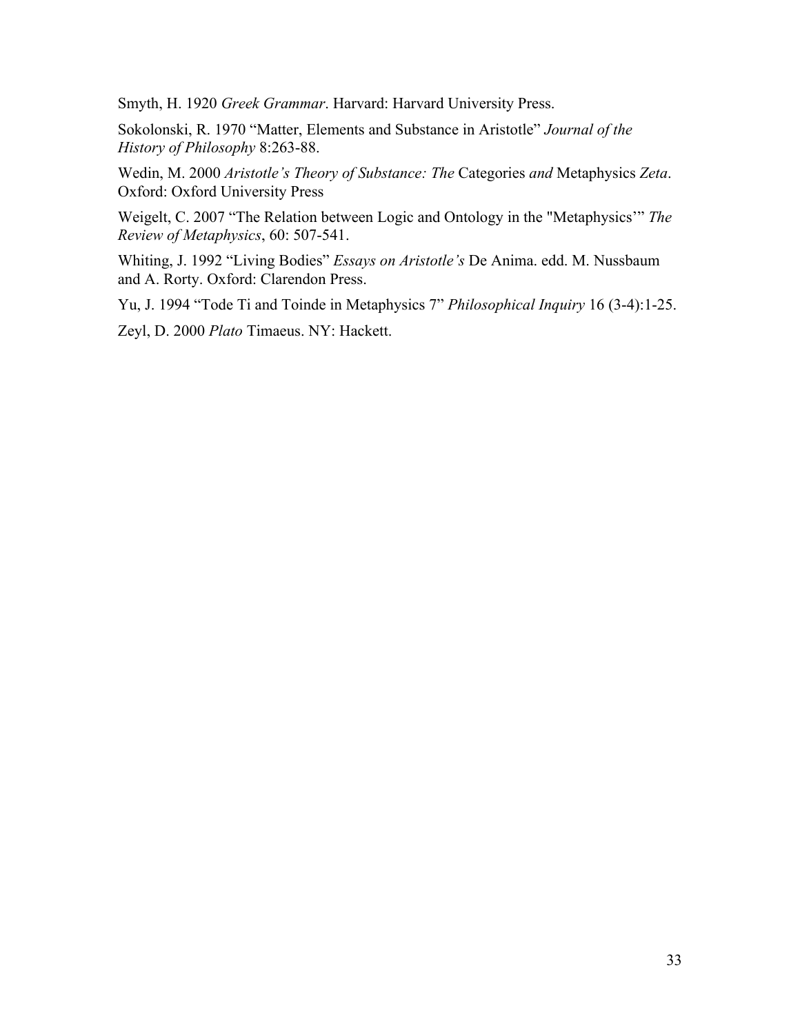Smyth, H. 1920 *Greek Grammar*. Harvard: Harvard University Press.

Sokolonski, R. 1970 "Matter, Elements and Substance in Aristotle" *Journal of the History of Philosophy* 8:263-88.

Wedin, M. 2000 *Aristotle's Theory of Substance: The* Categories *and* Metaphysics *Zeta*. Oxford: Oxford University Press

Weigelt, C. 2007 "The Relation between Logic and Ontology in the "Metaphysics'" *The Review of Metaphysics*, 60: 507-541.

Whiting, J. 1992 "Living Bodies" *Essays on Aristotle's* De Anima. edd. M. Nussbaum and A. Rorty. Oxford: Clarendon Press.

Yu, J. 1994 "Tode Ti and Toinde in Metaphysics 7" *Philosophical Inquiry* 16 (3-4):1-25.

Zeyl, D. 2000 *Plato* Timaeus. NY: Hackett.